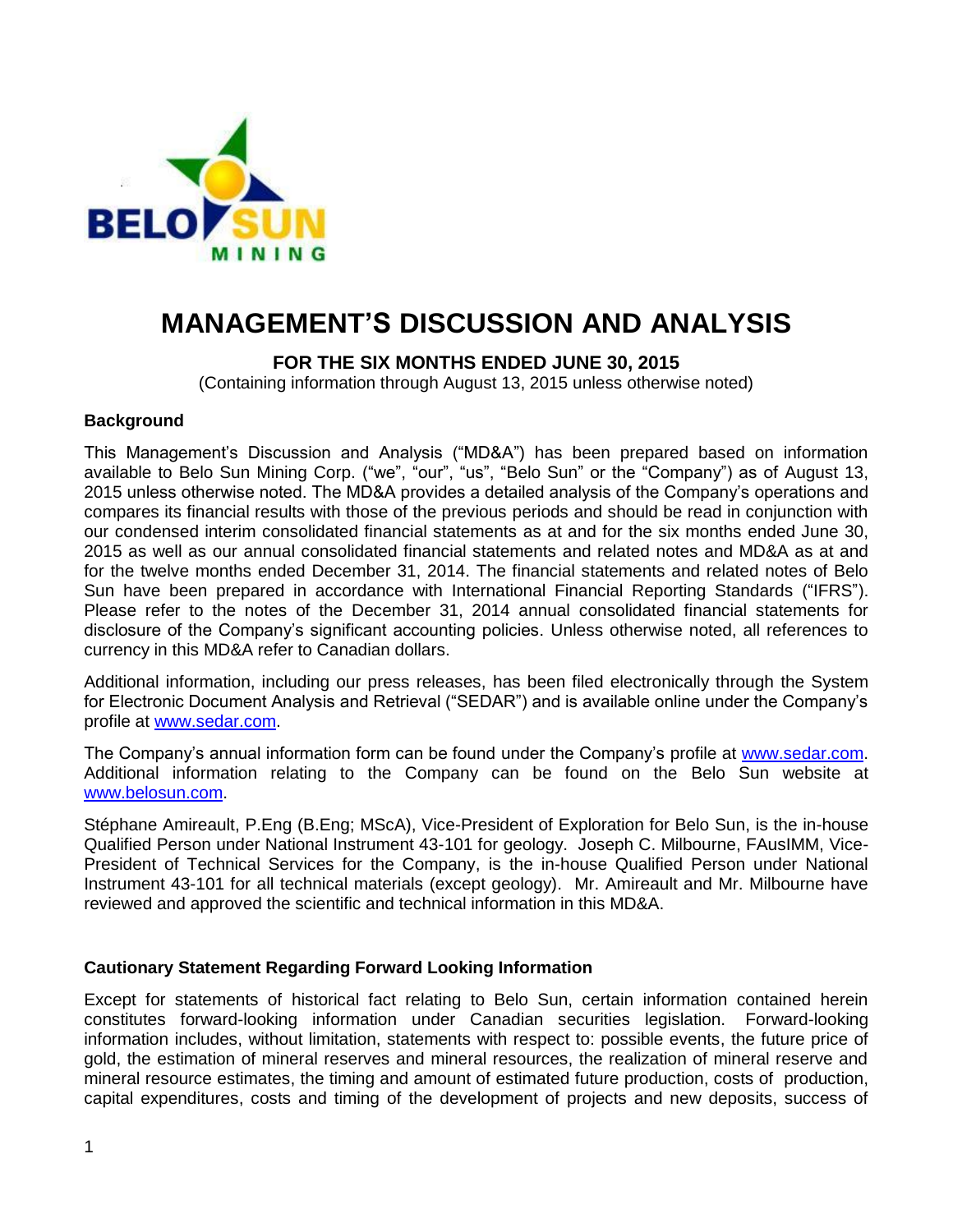# MANAGEMENT'S DISCUSSION AND ANALYSIS

**FOR THE SIX MONTHS ENDED JUNE 30, 2015**
(Containing information through August 13, 2015 unless otherwise noted)

### Background

This Management's Discussion and Analysis ("MD&A") has been prepared based on information available to Belo Sun Mining Corp. ("we", "our", "us", "Belo Sun" or the "Company") as of August 13, 2015 unless otherwise noted. The MD&A provides a detailed analysis of the Company's operations and compares its financial results with those of the previous periods and should be read in conjunction with our condensed interim consolidated financial statements as at and for the six months ended June 30, 2015 as well as our annual consolidated financial statements and related notes and MD&A as at and for the twelve months ended December 31, 2014. The financial statements and related notes of Belo Sun have been prepared in accordance with International Financial Reporting Standards ("IFRS"). Please refer to the notes of the December 31, 2014 annual consolidated financial statements for disclosure of the Company's significant accounting policies. Unless otherwise noted, all references to currency in this MD&A refer to Canadian dollars.

Additional information, including our press releases, has been filed electronically through the System for Electronic Document Analysis and Retrieval ("SEDAR") and is available online under the Company's profile at www.sedar.com.

The Company's annual information form can be found under the Company's profile at www.sedar.com. Additional information relating to the Company can be found on the Belo Sun website at www.belosun.com.

Stéphane Amireault, P.Eng (B.Eng; MScA), Vice-President of Exploration for Belo Sun, is the in-house Qualified Person under National Instrument 43-101 for geology. Joseph C. Milbourne, FAusIMM, Vice-President of Technical Services for the Company, is the in-house Qualified Person under National Instrument 43-101 for all technical materials (except geology). Mr. Amireault and Mr. Milbourne have reviewed and approved the scientific and technical information in this MD&A.

### Cautionary Statement Regarding Forward Looking Information

Except for statements of historical fact relating to Belo Sun, certain information contained herein constitutes forward-looking information under Canadian securities legislation. Forward-looking information includes, without limitation, statements with respect to: possible events, the future price of gold, the estimation of mineral reserves and mineral resources, the realization of mineral reserve and mineral resource estimates, the timing and amount of estimated future production, costs of production, capital expenditures, costs and timing of the development of projects and new deposits, success of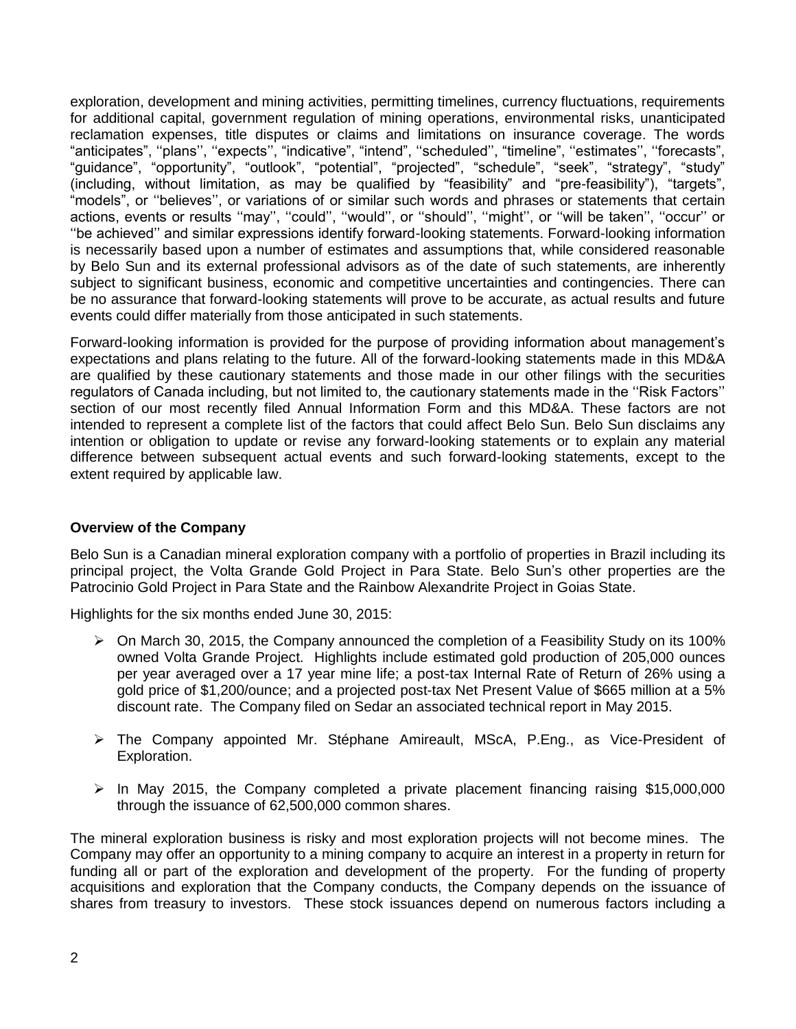exploration, development and mining activities, permitting timelines, currency fluctuations, requirements for additional capital, government regulation of mining operations, environmental risks, unanticipated reclamation expenses, title disputes or claims and limitations on insurance coverage. The words "anticipates", ''plans'', ''expects'', "indicative", "intend", ''scheduled'', "timeline", ''estimates'', ''forecasts", "guidance", "opportunity", "outlook", "potential", "projected", "schedule", "seek", "strategy", "study" (including, without limitation, as may be qualified by "feasibility" and "pre-feasibility"), "targets", "models", or ''believes'', or variations of or similar such words and phrases or statements that certain actions, events or results ''may'', ''could'', ''would'', or ''should'', ''might'', or ''will be taken'', ''occur'' or ''be achieved'' and similar expressions identify forward-looking statements. Forward-looking information is necessarily based upon a number of estimates and assumptions that, while considered reasonable by Belo Sun and its external professional advisors as of the date of such statements, are inherently subject to significant business, economic and competitive uncertainties and contingencies. There can be no assurance that forward-looking statements will prove to be accurate, as actual results and future events could differ materially from those anticipated in such statements.

Forward-looking information is provided for the purpose of providing information about management's expectations and plans relating to the future. All of the forward-looking statements made in this MD&A are qualified by these cautionary statements and those made in our other filings with the securities regulators of Canada including, but not limited to, the cautionary statements made in the ''Risk Factors'' section of our most recently filed Annual Information Form and this MD&A. These factors are not intended to represent a complete list of the factors that could affect Belo Sun. Belo Sun disclaims any intention or obligation to update or revise any forward-looking statements or to explain any material difference between subsequent actual events and such forward-looking statements, except to the extent required by applicable law.

**Overview of the Company**

Belo Sun is a Canadian mineral exploration company with a portfolio of properties in Brazil including its principal project, the Volta Grande Gold Project in Para State. Belo Sun's other properties are the Patrocinio Gold Project in Para State and the Rainbow Alexandrite Project in Goias State.

Highlights for the six months ended June 30, 2015:

- On March 30, 2015, the Company announced the completion of a Feasibility Study on its 100% owned Volta Grande Project. Highlights include estimated gold production of 205,000 ounces per year averaged over a 17 year mine life; a post-tax Internal Rate of Return of 26% using a gold price of $1,200/ounce; and a projected post-tax Net Present Value of $665 million at a 5% discount rate. The Company filed on Sedar an associated technical report in May 2015.
- The Company appointed Mr. Stéphane Amireault, MScA, P.Eng., as Vice-President of Exploration.
- In May 2015, the Company completed a private placement financing raising $15,000,000 through the issuance of 62,500,000 common shares.

The mineral exploration business is risky and most exploration projects will not become mines. The Company may offer an opportunity to a mining company to acquire an interest in a property in return for funding all or part of the exploration and development of the property. For the funding of property acquisitions and exploration that the Company conducts, the Company depends on the issuance of shares from treasury to investors. These stock issuances depend on numerous factors including a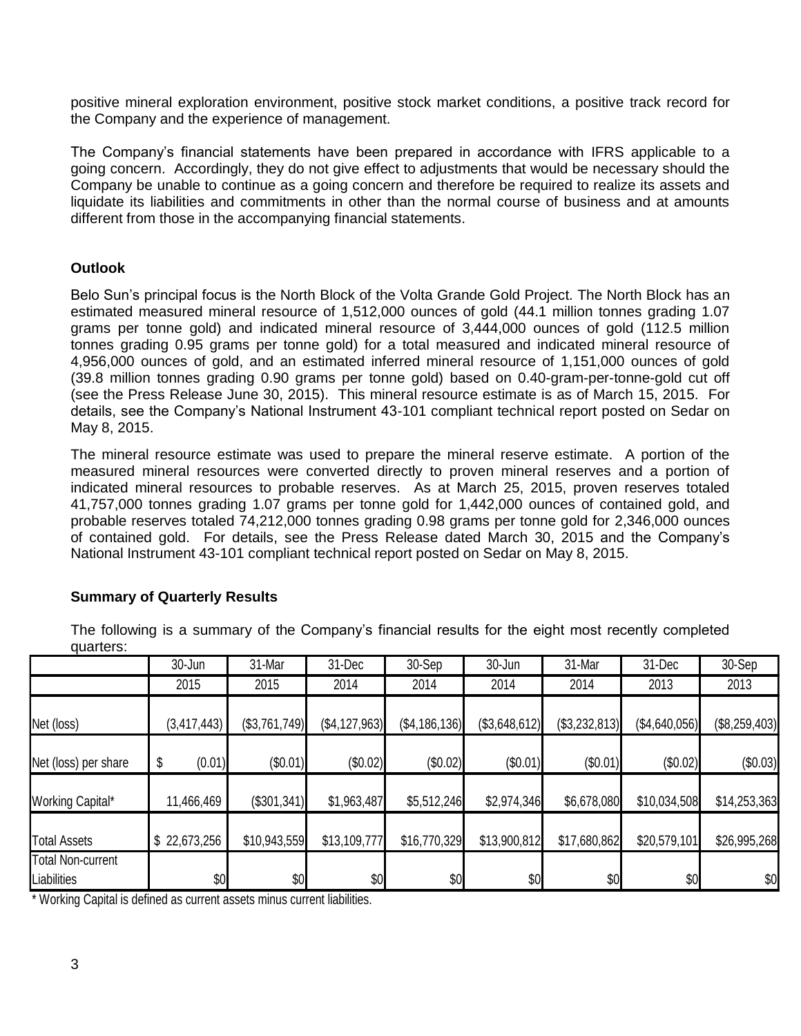positive mineral exploration environment, positive stock market conditions, a positive track record for the Company and the experience of management.

The Company's financial statements have been prepared in accordance with IFRS applicable to a going concern. Accordingly, they do not give effect to adjustments that would be necessary should the Company be unable to continue as a going concern and therefore be required to realize its assets and liquidate its liabilities and commitments in other than the normal course of business and at amounts different from those in the accompanying financial statements.

## Outlook

Belo Sun's principal focus is the North Block of the Volta Grande Gold Project. The North Block has an estimated measured mineral resource of 1,512,000 ounces of gold (44.1 million tonnes grading 1.07 grams per tonne gold) and indicated mineral resource of 3,444,000 ounces of gold (112.5 million tonnes grading 0.95 grams per tonne gold) for a total measured and indicated mineral resource of 4,956,000 ounces of gold, and an estimated inferred mineral resource of 1,151,000 ounces of gold (39.8 million tonnes grading 0.90 grams per tonne gold) based on 0.40-gram-per-tonne-gold cut off (see the Press Release June 30, 2015). This mineral resource estimate is as of March 15, 2015. For details, see the Company's National Instrument 43-101 compliant technical report posted on Sedar on May 8, 2015.

The mineral resource estimate was used to prepare the mineral reserve estimate. A portion of the measured mineral resources were converted directly to proven mineral reserves and a portion of indicated mineral resources to probable reserves. As at March 25, 2015, proven reserves totaled 41,757,000 tonnes grading 1.07 grams per tonne gold for 1,442,000 ounces of contained gold, and probable reserves totaled 74,212,000 tonnes grading 0.98 grams per tonne gold for 2,346,000 ounces of contained gold. For details, see the Press Release dated March 30, 2015 and the Company's National Instrument 43-101 compliant technical report posted on Sedar on May 8, 2015.

## Summary of Quarterly Results

The following is a summary of the Company's financial results for the eight most recently completed quarters:

| | 30-Jun | 31-Mar | 31-Dec | 30-Sep | 30-Jun | 31-Mar | 31-Dec | 30-Sep |
|---|---|---|---|---|---|---|---|---|
| | 2015 | 2015 | 2014 | 2014 | 2014 | 2014 | 2013 | 2013 |
| Net (loss) | (3,417,443) | ($3,761,749) | ($4,127,963) | ($4,186,136) | ($3,648,612) | ($3,232,813) | ($4,640,056) | ($8,259,403) |
| Net (loss) per share | $ (0.01) | ($0.01) | ($0.02) | ($0.02) | ($0.01) | ($0.01) | ($0.02) | ($0.03) |
| Working Capital* | 11,466,469 | ($301,341) | $1,963,487 | $5,512,246 | $2,974,346 | $6,678,080 | $10,034,508 | $14,253,363 |
| Total Assets | $ 22,673,256 | $10,943,559 | $13,109,777 | $16,770,329 | $13,900,812 | $17,680,862 | $20,579,101 | $26,995,268 |
| Total Non-current Liabilities | $0 | $0 | $0 | $0 | $0 | $0 | $0 | $0 |

* Working Capital is defined as current assets minus current liabilities.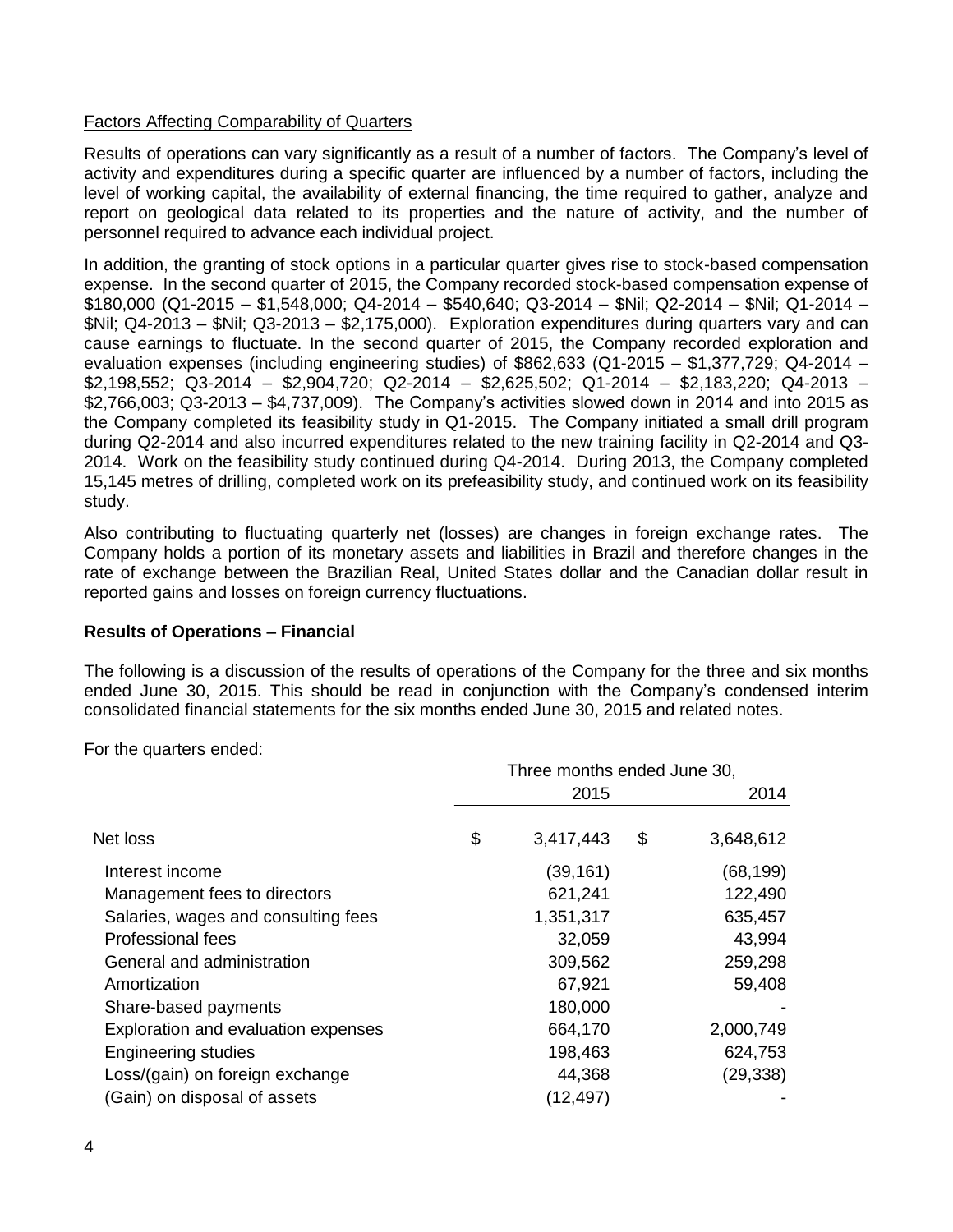Factors Affecting Comparability of Quarters

Results of operations can vary significantly as a result of a number of factors. The Company's level of activity and expenditures during a specific quarter are influenced by a number of factors, including the level of working capital, the availability of external financing, the time required to gather, analyze and report on geological data related to its properties and the nature of activity, and the number of personnel required to advance each individual project.

In addition, the granting of stock options in a particular quarter gives rise to stock-based compensation expense. In the second quarter of 2015, the Company recorded stock-based compensation expense of $180,000 (Q1-2015 – $1,548,000; Q4-2014 – $540,640; Q3-2014 – $Nil; Q2-2014 – $Nil; Q1-2014 – $Nil; Q4-2013 – $Nil; Q3-2013 – $2,175,000). Exploration expenditures during quarters vary and can cause earnings to fluctuate. In the second quarter of 2015, the Company recorded exploration and evaluation expenses (including engineering studies) of $862,633 (Q1-2015 – $1,377,729; Q4-2014 – $2,198,552; Q3-2014 – $2,904,720; Q2-2014 – $2,625,502; Q1-2014 – $2,183,220; Q4-2013 – $2,766,003; Q3-2013 – $4,737,009). The Company's activities slowed down in 2014 and into 2015 as the Company completed its feasibility study in Q1-2015. The Company initiated a small drill program during Q2-2014 and also incurred expenditures related to the new training facility in Q2-2014 and Q3-2014. Work on the feasibility study continued during Q4-2014. During 2013, the Company completed 15,145 metres of drilling, completed work on its prefeasibility study, and continued work on its feasibility study.

Also contributing to fluctuating quarterly net (losses) are changes in foreign exchange rates. The Company holds a portion of its monetary assets and liabilities in Brazil and therefore changes in the rate of exchange between the Brazilian Real, United States dollar and the Canadian dollar result in reported gains and losses on foreign currency fluctuations.

**Results of Operations – Financial**

The following is a discussion of the results of operations of the Company for the three and six months ended June 30, 2015. This should be read in conjunction with the Company's condensed interim consolidated financial statements for the six months ended June 30, 2015 and related notes.

For the quarters ended:

| | Three months ended June 30, | |
|---|---|---|
| | 2015 | 2014 |
| Net loss | $ 3,417,443 | $ 3,648,612 |
| Interest income | (39,161) | (68,199) |
| Management fees to directors | 621,241 | 122,490 |
| Salaries, wages and consulting fees | 1,351,317 | 635,457 |
| Professional fees | 32,059 | 43,994 |
| General and administration | 309,562 | 259,298 |
| Amortization | 67,921 | 59,408 |
| Share-based payments | 180,000 | - |
| Exploration and evaluation expenses | 664,170 | 2,000,749 |
| Engineering studies | 198,463 | 624,753 |
| Loss/(gain) on foreign exchange | 44,368 | (29,338) |
| (Gain) on disposal of assets | (12,497) | - |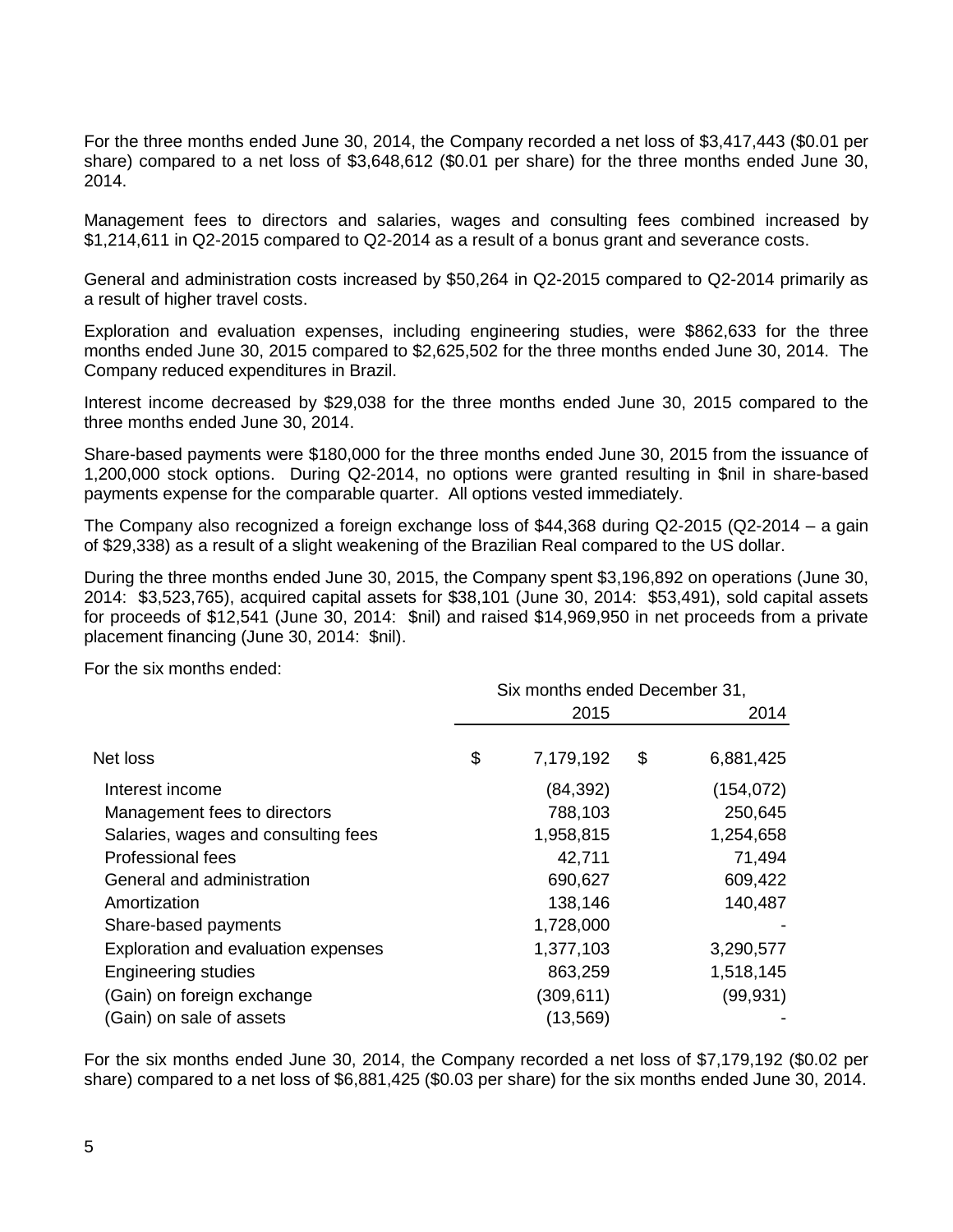For the three months ended June 30, 2014, the Company recorded a net loss of $3,417,443 ($0.01 per share) compared to a net loss of $3,648,612 ($0.01 per share) for the three months ended June 30, 2014.

Management fees to directors and salaries, wages and consulting fees combined increased by $1,214,611 in Q2-2015 compared to Q2-2014 as a result of a bonus grant and severance costs.

General and administration costs increased by $50,264 in Q2-2015 compared to Q2-2014 primarily as a result of higher travel costs.

Exploration and evaluation expenses, including engineering studies, were $862,633 for the three months ended June 30, 2015 compared to $2,625,502 for the three months ended June 30, 2014. The Company reduced expenditures in Brazil.

Interest income decreased by $29,038 for the three months ended June 30, 2015 compared to the three months ended June 30, 2014.

Share-based payments were $180,000 for the three months ended June 30, 2015 from the issuance of 1,200,000 stock options. During Q2-2014, no options were granted resulting in $nil in share-based payments expense for the comparable quarter. All options vested immediately.

The Company also recognized a foreign exchange loss of $44,368 during Q2-2015 (Q2-2014 – a gain of $29,338) as a result of a slight weakening of the Brazilian Real compared to the US dollar.

During the three months ended June 30, 2015, the Company spent $3,196,892 on operations (June 30, 2014: $3,523,765), acquired capital assets for $38,101 (June 30, 2014: $53,491), sold capital assets for proceeds of $12,541 (June 30, 2014: $nil) and raised $14,969,950 in net proceeds from a private placement financing (June 30, 2014: $nil).

For the six months ended:

| | Six months ended December 31, | |
|---|---|---|
| | 2015 | 2014 |
| Net loss | $ 7,179,192 | $ 6,881,425 |
| Interest income | (84,392) | (154,072) |
| Management fees to directors | 788,103 | 250,645 |
| Salaries, wages and consulting fees | 1,958,815 | 1,254,658 |
| Professional fees | 42,711 | 71,494 |
| General and administration | 690,627 | 609,422 |
| Amortization | 138,146 | 140,487 |
| Share-based payments | 1,728,000 | - |
| Exploration and evaluation expenses | 1,377,103 | 3,290,577 |
| Engineering studies | 863,259 | 1,518,145 |
| (Gain) on foreign exchange | (309,611) | (99,931) |
| (Gain) on sale of assets | (13,569) | - |

For the six months ended June 30, 2014, the Company recorded a net loss of $7,179,192 ($0.02 per share) compared to a net loss of $6,881,425 ($0.03 per share) for the six months ended June 30, 2014.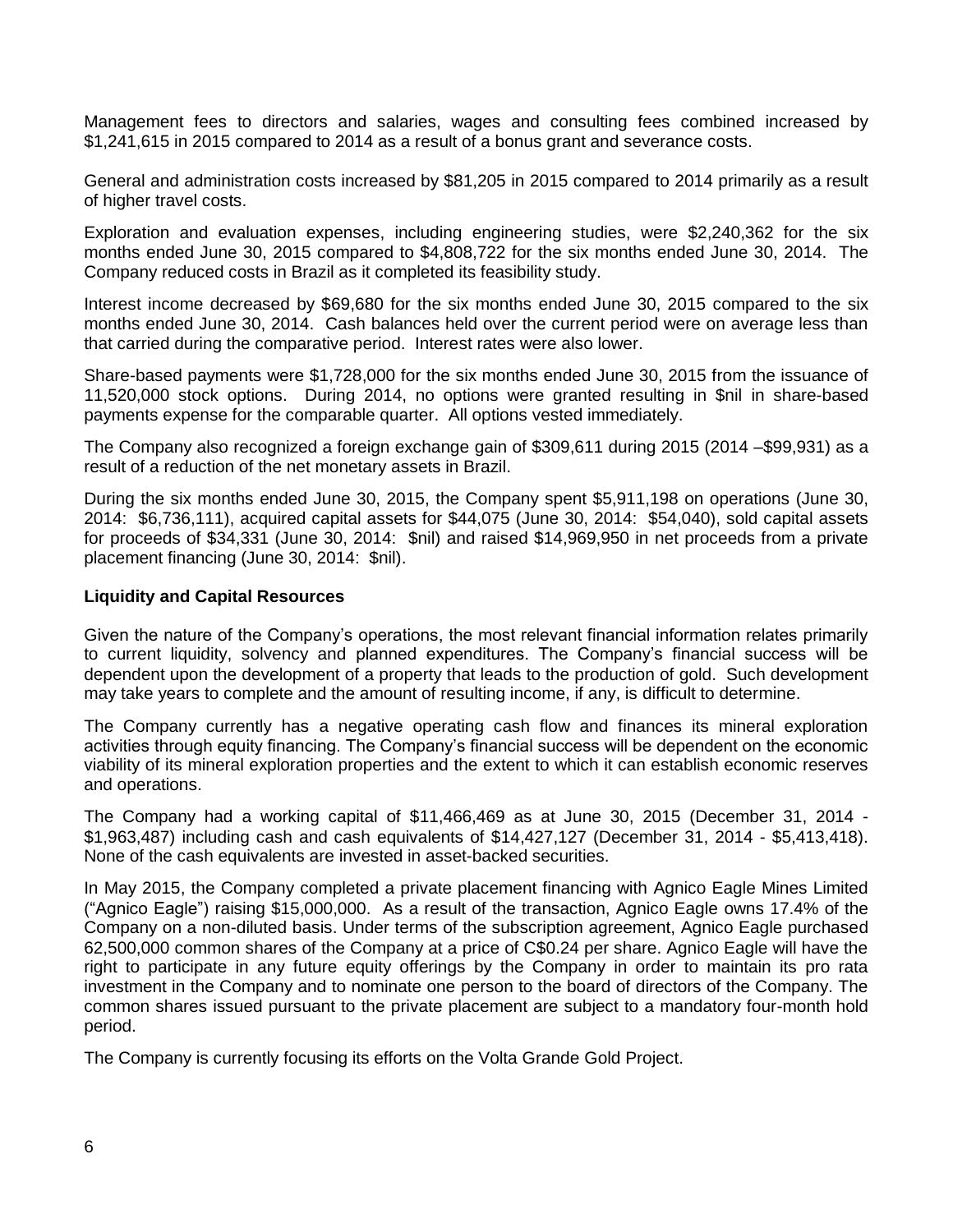Management fees to directors and salaries, wages and consulting fees combined increased by $1,241,615 in 2015 compared to 2014 as a result of a bonus grant and severance costs.

General and administration costs increased by $81,205 in 2015 compared to 2014 primarily as a result of higher travel costs.

Exploration and evaluation expenses, including engineering studies, were $2,240,362 for the six months ended June 30, 2015 compared to $4,808,722 for the six months ended June 30, 2014. The Company reduced costs in Brazil as it completed its feasibility study.

Interest income decreased by $69,680 for the six months ended June 30, 2015 compared to the six months ended June 30, 2014. Cash balances held over the current period were on average less than that carried during the comparative period. Interest rates were also lower.

Share-based payments were $1,728,000 for the six months ended June 30, 2015 from the issuance of 11,520,000 stock options. During 2014, no options were granted resulting in $nil in share-based payments expense for the comparable quarter. All options vested immediately.

The Company also recognized a foreign exchange gain of $309,611 during 2015 (2014 –$99,931) as a result of a reduction of the net monetary assets in Brazil.

During the six months ended June 30, 2015, the Company spent $5,911,198 on operations (June 30, 2014: $6,736,111), acquired capital assets for $44,075 (June 30, 2014: $54,040), sold capital assets for proceeds of $34,331 (June 30, 2014: $nil) and raised $14,969,950 in net proceeds from a private placement financing (June 30, 2014: $nil).

**Liquidity and Capital Resources**

Given the nature of the Company's operations, the most relevant financial information relates primarily to current liquidity, solvency and planned expenditures. The Company's financial success will be dependent upon the development of a property that leads to the production of gold. Such development may take years to complete and the amount of resulting income, if any, is difficult to determine.

The Company currently has a negative operating cash flow and finances its mineral exploration activities through equity financing. The Company's financial success will be dependent on the economic viability of its mineral exploration properties and the extent to which it can establish economic reserves and operations.

The Company had a working capital of $11,466,469 as at June 30, 2015 (December 31, 2014 - $1,963,487) including cash and cash equivalents of $14,427,127 (December 31, 2014 - $5,413,418). None of the cash equivalents are invested in asset-backed securities.

In May 2015, the Company completed a private placement financing with Agnico Eagle Mines Limited ("Agnico Eagle") raising $15,000,000. As a result of the transaction, Agnico Eagle owns 17.4% of the Company on a non-diluted basis. Under terms of the subscription agreement, Agnico Eagle purchased 62,500,000 common shares of the Company at a price of C$0.24 per share. Agnico Eagle will have the right to participate in any future equity offerings by the Company in order to maintain its pro rata investment in the Company and to nominate one person to the board of directors of the Company. The common shares issued pursuant to the private placement are subject to a mandatory four-month hold period.

The Company is currently focusing its efforts on the Volta Grande Gold Project.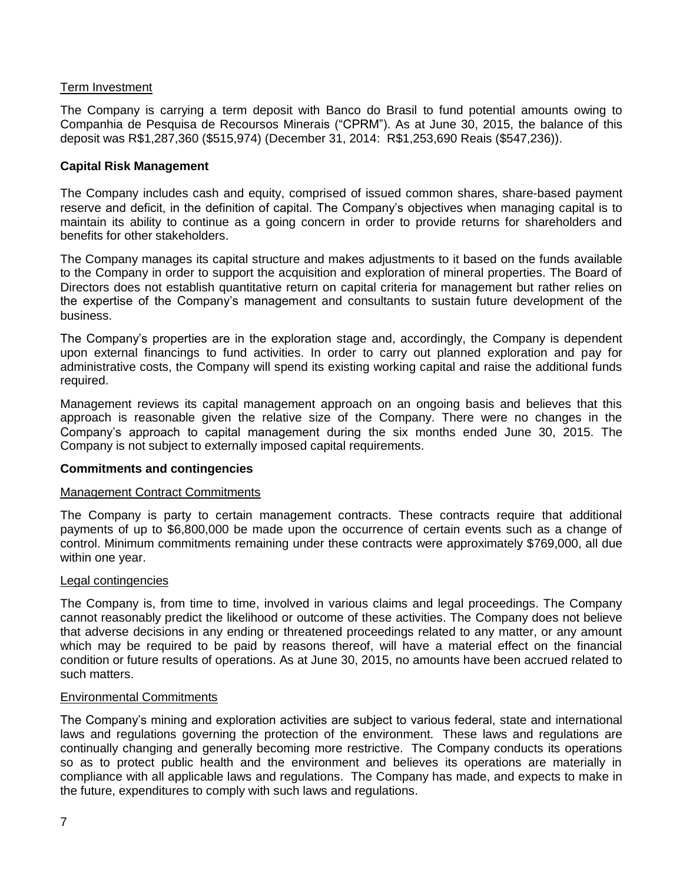Term Investment

The Company is carrying a term deposit with Banco do Brasil to fund potential amounts owing to Companhia de Pesquisa de Recoursos Minerais ("CPRM"). As at June 30, 2015, the balance of this deposit was R$1,287,360 ($515,974) (December 31, 2014: R$1,253,690 Reais ($547,236)).

## Capital Risk Management

The Company includes cash and equity, comprised of issued common shares, share-based payment reserve and deficit, in the definition of capital. The Company's objectives when managing capital is to maintain its ability to continue as a going concern in order to provide returns for shareholders and benefits for other stakeholders.

The Company manages its capital structure and makes adjustments to it based on the funds available to the Company in order to support the acquisition and exploration of mineral properties. The Board of Directors does not establish quantitative return on capital criteria for management but rather relies on the expertise of the Company's management and consultants to sustain future development of the business.

The Company's properties are in the exploration stage and, accordingly, the Company is dependent upon external financings to fund activities. In order to carry out planned exploration and pay for administrative costs, the Company will spend its existing working capital and raise the additional funds required.

Management reviews its capital management approach on an ongoing basis and believes that this approach is reasonable given the relative size of the Company. There were no changes in the Company's approach to capital management during the six months ended June 30, 2015. The Company is not subject to externally imposed capital requirements.

## Commitments and contingencies

Management Contract Commitments

The Company is party to certain management contracts. These contracts require that additional payments of up to $6,800,000 be made upon the occurrence of certain events such as a change of control. Minimum commitments remaining under these contracts were approximately $769,000, all due within one year.

Legal contingencies

The Company is, from time to time, involved in various claims and legal proceedings. The Company cannot reasonably predict the likelihood or outcome of these activities. The Company does not believe that adverse decisions in any ending or threatened proceedings related to any matter, or any amount which may be required to be paid by reasons thereof, will have a material effect on the financial condition or future results of operations. As at June 30, 2015, no amounts have been accrued related to such matters.

Environmental Commitments

The Company's mining and exploration activities are subject to various federal, state and international laws and regulations governing the protection of the environment. These laws and regulations are continually changing and generally becoming more restrictive. The Company conducts its operations so as to protect public health and the environment and believes its operations are materially in compliance with all applicable laws and regulations. The Company has made, and expects to make in the future, expenditures to comply with such laws and regulations.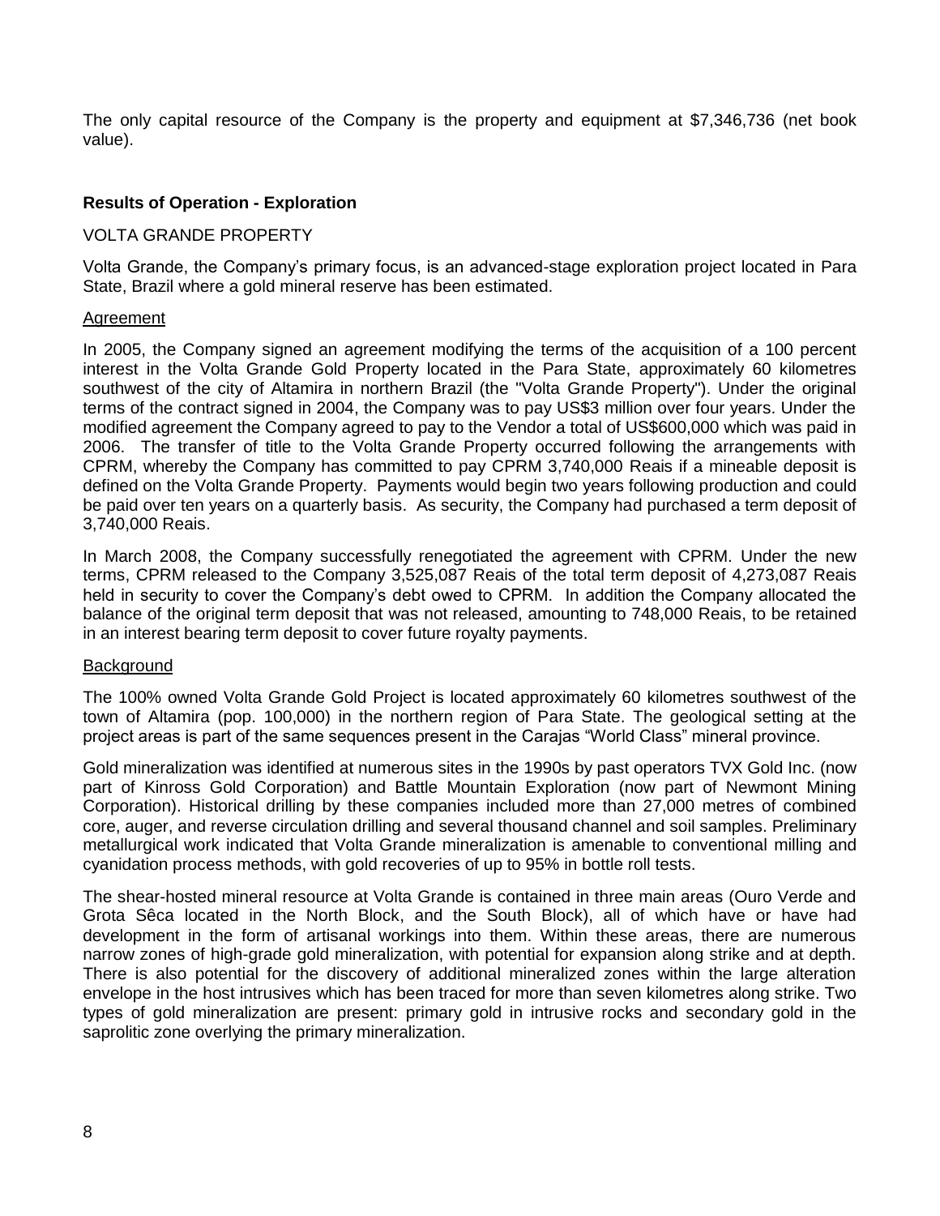The only capital resource of the Company is the property and equipment at $7,346,736 (net book value).

## Results of Operation - Exploration

VOLTA GRANDE PROPERTY

Volta Grande, the Company's primary focus, is an advanced-stage exploration project located in Para State, Brazil where a gold mineral reserve has been estimated.

Agreement

In 2005, the Company signed an agreement modifying the terms of the acquisition of a 100 percent interest in the Volta Grande Gold Property located in the Para State, approximately 60 kilometres southwest of the city of Altamira in northern Brazil (the "Volta Grande Property"). Under the original terms of the contract signed in 2004, the Company was to pay US$3 million over four years. Under the modified agreement the Company agreed to pay to the Vendor a total of US$600,000 which was paid in 2006. The transfer of title to the Volta Grande Property occurred following the arrangements with CPRM, whereby the Company has committed to pay CPRM 3,740,000 Reais if a mineable deposit is defined on the Volta Grande Property. Payments would begin two years following production and could be paid over ten years on a quarterly basis. As security, the Company had purchased a term deposit of 3,740,000 Reais.

In March 2008, the Company successfully renegotiated the agreement with CPRM. Under the new terms, CPRM released to the Company 3,525,087 Reais of the total term deposit of 4,273,087 Reais held in security to cover the Company's debt owed to CPRM. In addition the Company allocated the balance of the original term deposit that was not released, amounting to 748,000 Reais, to be retained in an interest bearing term deposit to cover future royalty payments.

Background

The 100% owned Volta Grande Gold Project is located approximately 60 kilometres southwest of the town of Altamira (pop. 100,000) in the northern region of Para State. The geological setting at the project areas is part of the same sequences present in the Carajas "World Class" mineral province.

Gold mineralization was identified at numerous sites in the 1990s by past operators TVX Gold Inc. (now part of Kinross Gold Corporation) and Battle Mountain Exploration (now part of Newmont Mining Corporation). Historical drilling by these companies included more than 27,000 metres of combined core, auger, and reverse circulation drilling and several thousand channel and soil samples. Preliminary metallurgical work indicated that Volta Grande mineralization is amenable to conventional milling and cyanidation process methods, with gold recoveries of up to 95% in bottle roll tests.

The shear-hosted mineral resource at Volta Grande is contained in three main areas (Ouro Verde and Grota Sêca located in the North Block, and the South Block), all of which have or have had development in the form of artisanal workings into them. Within these areas, there are numerous narrow zones of high-grade gold mineralization, with potential for expansion along strike and at depth. There is also potential for the discovery of additional mineralized zones within the large alteration envelope in the host intrusives which has been traced for more than seven kilometres along strike. Two types of gold mineralization are present: primary gold in intrusive rocks and secondary gold in the saprolitic zone overlying the primary mineralization.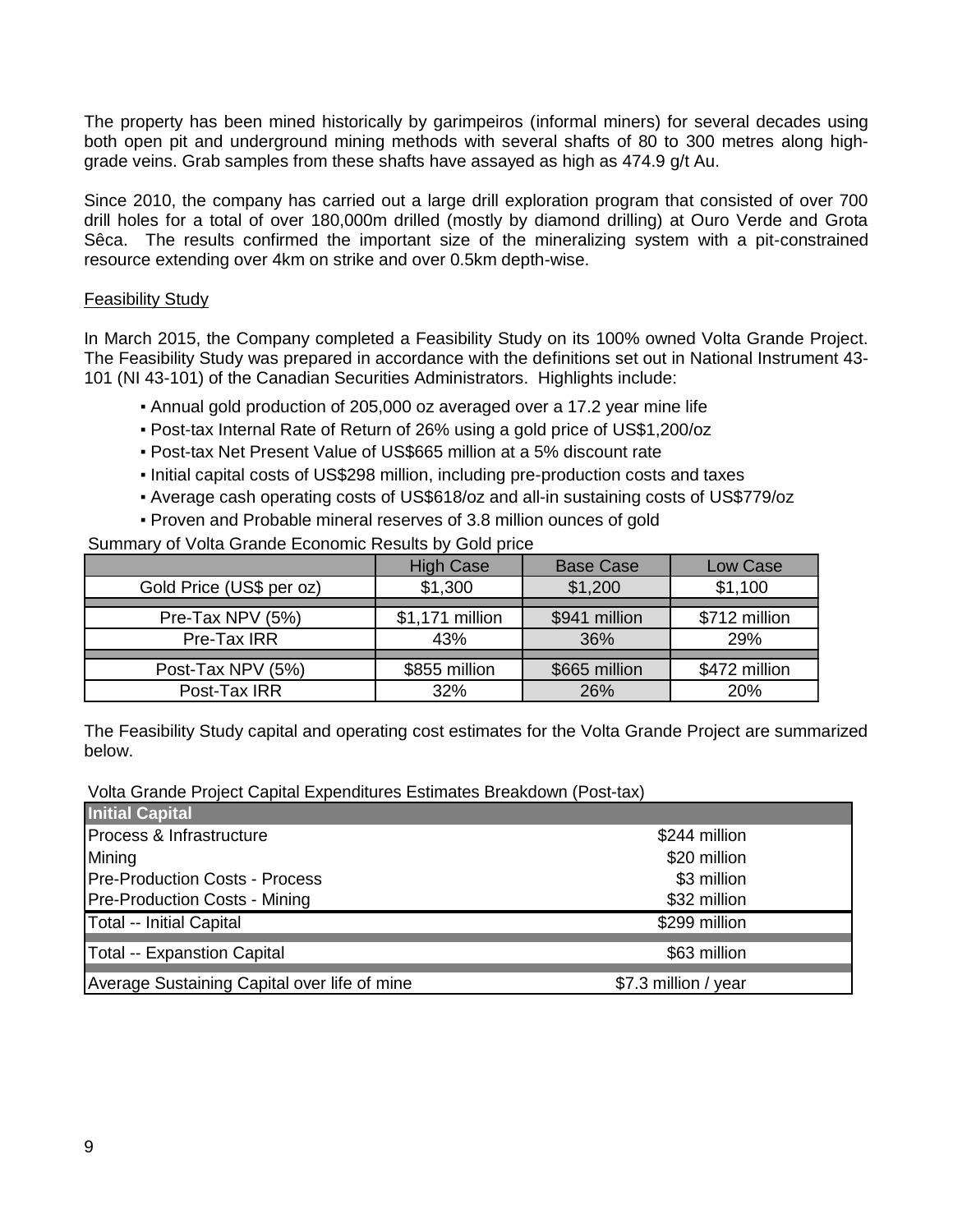The property has been mined historically by garimpeiros (informal miners) for several decades using both open pit and underground mining methods with several shafts of 80 to 300 metres along high-grade veins. Grab samples from these shafts have assayed as high as 474.9 g/t Au.

Since 2010, the company has carried out a large drill exploration program that consisted of over 700 drill holes for a total of over 180,000m drilled (mostly by diamond drilling) at Ouro Verde and Grota Sêca. The results confirmed the important size of the mineralizing system with a pit-constrained resource extending over 4km on strike and over 0.5km depth-wise.

Feasibility Study

In March 2015, the Company completed a Feasibility Study on its 100% owned Volta Grande Project. The Feasibility Study was prepared in accordance with the definitions set out in National Instrument 43-101 (NI 43-101) of the Canadian Securities Administrators. Highlights include:

- Annual gold production of 205,000 oz averaged over a 17.2 year mine life
- Post-tax Internal Rate of Return of 26% using a gold price of US$1,200/oz
- Post-tax Net Present Value of US$665 million at a 5% discount rate
- Initial capital costs of US$298 million, including pre-production costs and taxes
- Average cash operating costs of US$618/oz and all-in sustaining costs of US$779/oz
- Proven and Probable mineral reserves of 3.8 million ounces of gold

Summary of Volta Grande Economic Results by Gold price

| | High Case | Base Case | Low Case |
|---|---|---|---|
| Gold Price (US$ per oz) | $1,300 | $1,200 | $1,100 |
| Pre-Tax NPV (5%) | $1,171 million | $941 million | $712 million |
| Pre-Tax IRR | 43% | 36% | 29% |
| Post-Tax NPV (5%) | $855 million | $665 million | $472 million |
| Post-Tax IRR | 32% | 26% | 20% |

The Feasibility Study capital and operating cost estimates for the Volta Grande Project are summarized below.

Volta Grande Project Capital Expenditures Estimates Breakdown (Post-tax)

| **Initial Capital** | |
|---|---|
| Process & Infrastructure | $244 million |
| Mining | $20 million |
| Pre-Production Costs - Process | $3 million |
| Pre-Production Costs - Mining | $32 million |
| Total -- Initial Capital | $299 million |
| Total -- Expanstion Capital | $63 million |
| Average Sustaining Capital over life of mine | $7.3 million / year |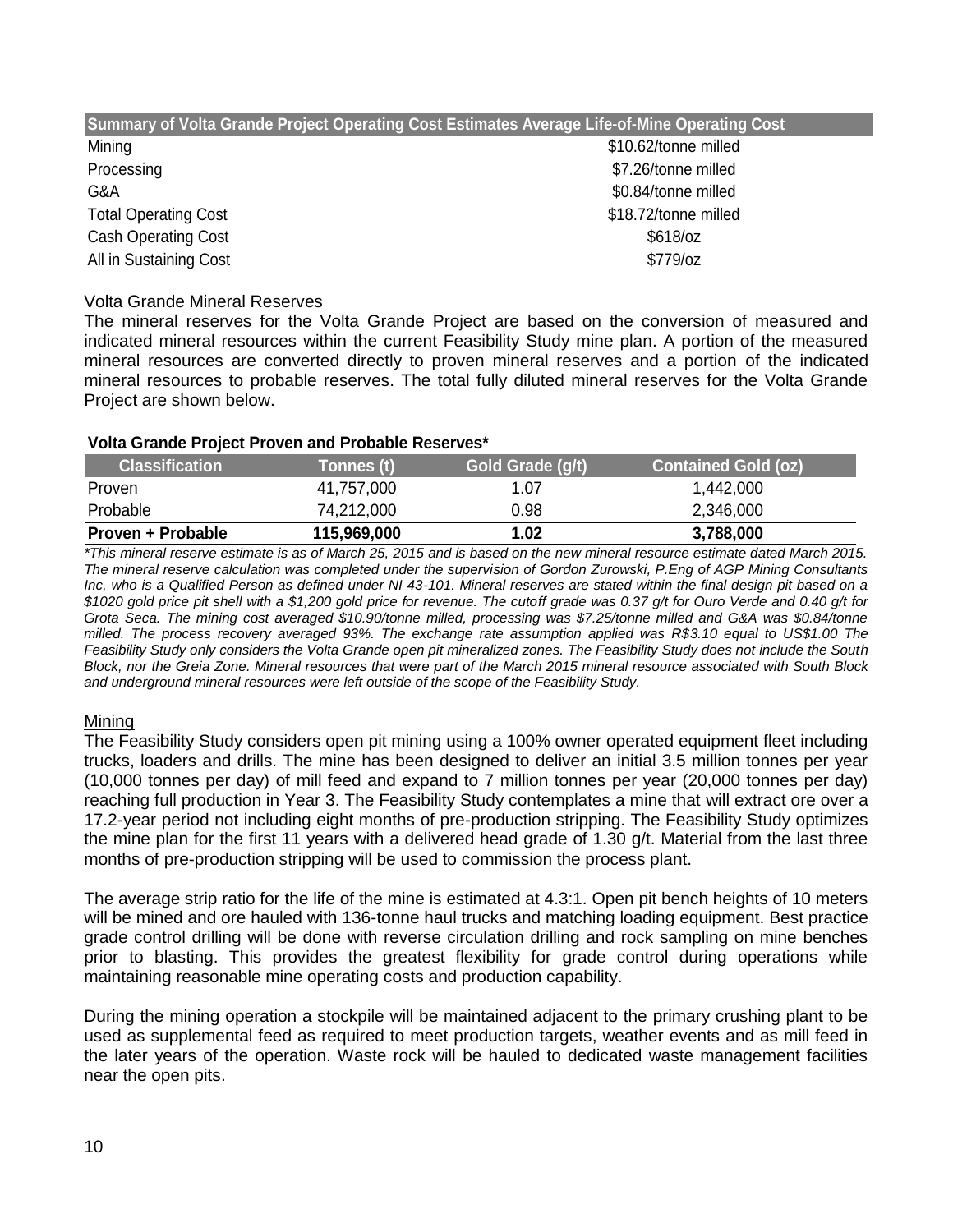| Summary of Volta Grande Project Operating Cost Estimates Average Life-of-Mine Operating Cost | |
| --- | --- |
| Mining | $10.62/tonne milled |
| Processing | $7.26/tonne milled |
| G&A | $0.84/tonne milled |
| Total Operating Cost | $18.72/tonne milled |
| Cash Operating Cost | $618/oz |
| All in Sustaining Cost | $779/oz |

## Volta Grande Mineral Reserves

The mineral reserves for the Volta Grande Project are based on the conversion of measured and indicated mineral resources within the current Feasibility Study mine plan. A portion of the measured mineral resources are converted directly to proven mineral reserves and a portion of the indicated mineral resources to probable reserves. The total fully diluted mineral reserves for the Volta Grande Project are shown below.

**Volta Grande Project Proven and Probable Reserves***

| Classification | Tonnes (t) | Gold Grade (g/t) | Contained Gold (oz) |
| --- | --- | --- | --- |
| Proven | 41,757,000 | 1.07 | 1,442,000 |
| Probable | 74,212,000 | 0.98 | 2,346,000 |
| **Proven + Probable** | **115,969,000** | **1.02** | **3,788,000** |

*\*This mineral reserve estimate is as of March 25, 2015 and is based on the new mineral resource estimate dated March 2015. The mineral reserve calculation was completed under the supervision of Gordon Zurowski, P.Eng of AGP Mining Consultants Inc, who is a Qualified Person as defined under NI 43-101. Mineral reserves are stated within the final design pit based on a $1020 gold price pit shell with a $1,200 gold price for revenue. The cutoff grade was 0.37 g/t for Ouro Verde and 0.40 g/t for Grota Seca. The mining cost averaged $10.90/tonne milled, processing was $7.25/tonne milled and G&A was $0.84/tonne milled. The process recovery averaged 93%. The exchange rate assumption applied was R$3.10 equal to US$1.00 The Feasibility Study only considers the Volta Grande open pit mineralized zones. The Feasibility Study does not include the South Block, nor the Greia Zone. Mineral resources that were part of the March 2015 mineral resource associated with South Block and underground mineral resources were left outside of the scope of the Feasibility Study.*

## Mining

The Feasibility Study considers open pit mining using a 100% owner operated equipment fleet including trucks, loaders and drills. The mine has been designed to deliver an initial 3.5 million tonnes per year (10,000 tonnes per day) of mill feed and expand to 7 million tonnes per year (20,000 tonnes per day) reaching full production in Year 3. The Feasibility Study contemplates a mine that will extract ore over a 17.2-year period not including eight months of pre-production stripping. The Feasibility Study optimizes the mine plan for the first 11 years with a delivered head grade of 1.30 g/t. Material from the last three months of pre-production stripping will be used to commission the process plant.

The average strip ratio for the life of the mine is estimated at 4.3:1. Open pit bench heights of 10 meters will be mined and ore hauled with 136-tonne haul trucks and matching loading equipment. Best practice grade control drilling will be done with reverse circulation drilling and rock sampling on mine benches prior to blasting. This provides the greatest flexibility for grade control during operations while maintaining reasonable mine operating costs and production capability.

During the mining operation a stockpile will be maintained adjacent to the primary crushing plant to be used as supplemental feed as required to meet production targets, weather events and as mill feed in the later years of the operation. Waste rock will be hauled to dedicated waste management facilities near the open pits.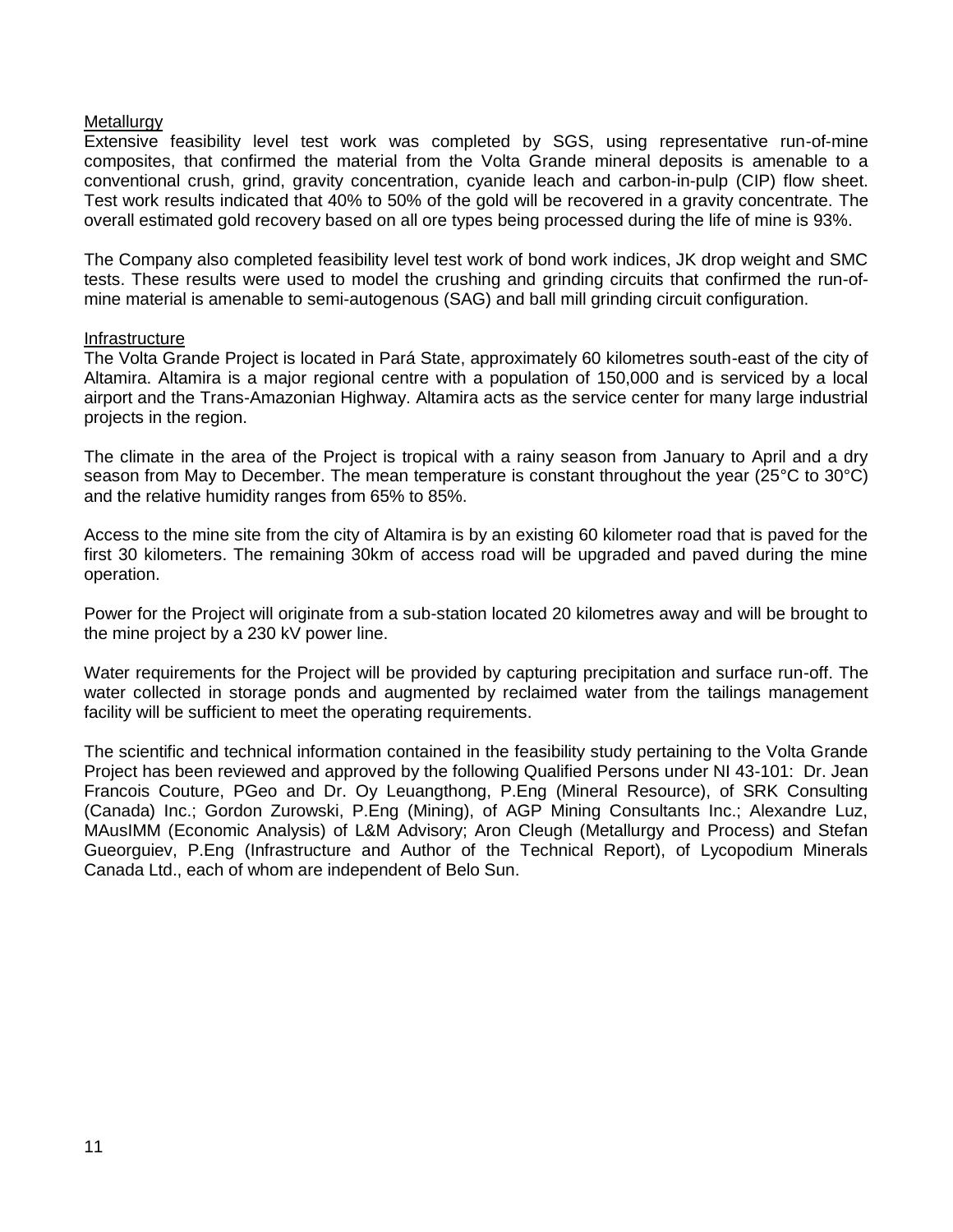Metallurgy

Extensive feasibility level test work was completed by SGS, using representative run-of-mine composites, that confirmed the material from the Volta Grande mineral deposits is amenable to a conventional crush, grind, gravity concentration, cyanide leach and carbon-in-pulp (CIP) flow sheet. Test work results indicated that 40% to 50% of the gold will be recovered in a gravity concentrate. The overall estimated gold recovery based on all ore types being processed during the life of mine is 93%.

The Company also completed feasibility level test work of bond work indices, JK drop weight and SMC tests. These results were used to model the crushing and grinding circuits that confirmed the run-of-mine material is amenable to semi-autogenous (SAG) and ball mill grinding circuit configuration.

Infrastructure

The Volta Grande Project is located in Pará State, approximately 60 kilometres south-east of the city of Altamira. Altamira is a major regional centre with a population of 150,000 and is serviced by a local airport and the Trans-Amazonian Highway. Altamira acts as the service center for many large industrial projects in the region.

The climate in the area of the Project is tropical with a rainy season from January to April and a dry season from May to December. The mean temperature is constant throughout the year (25°C to 30°C) and the relative humidity ranges from 65% to 85%.

Access to the mine site from the city of Altamira is by an existing 60 kilometer road that is paved for the first 30 kilometers. The remaining 30km of access road will be upgraded and paved during the mine operation.

Power for the Project will originate from a sub-station located 20 kilometres away and will be brought to the mine project by a 230 kV power line.

Water requirements for the Project will be provided by capturing precipitation and surface run-off. The water collected in storage ponds and augmented by reclaimed water from the tailings management facility will be sufficient to meet the operating requirements.

The scientific and technical information contained in the feasibility study pertaining to the Volta Grande Project has been reviewed and approved by the following Qualified Persons under NI 43-101: Dr. Jean Francois Couture, PGeo and Dr. Oy Leuangthong, P.Eng (Mineral Resource), of SRK Consulting (Canada) Inc.; Gordon Zurowski, P.Eng (Mining), of AGP Mining Consultants Inc.; Alexandre Luz, MAusIMM (Economic Analysis) of L&M Advisory; Aron Cleugh (Metallurgy and Process) and Stefan Gueorguiev, P.Eng (Infrastructure and Author of the Technical Report), of Lycopodium Minerals Canada Ltd., each of whom are independent of Belo Sun.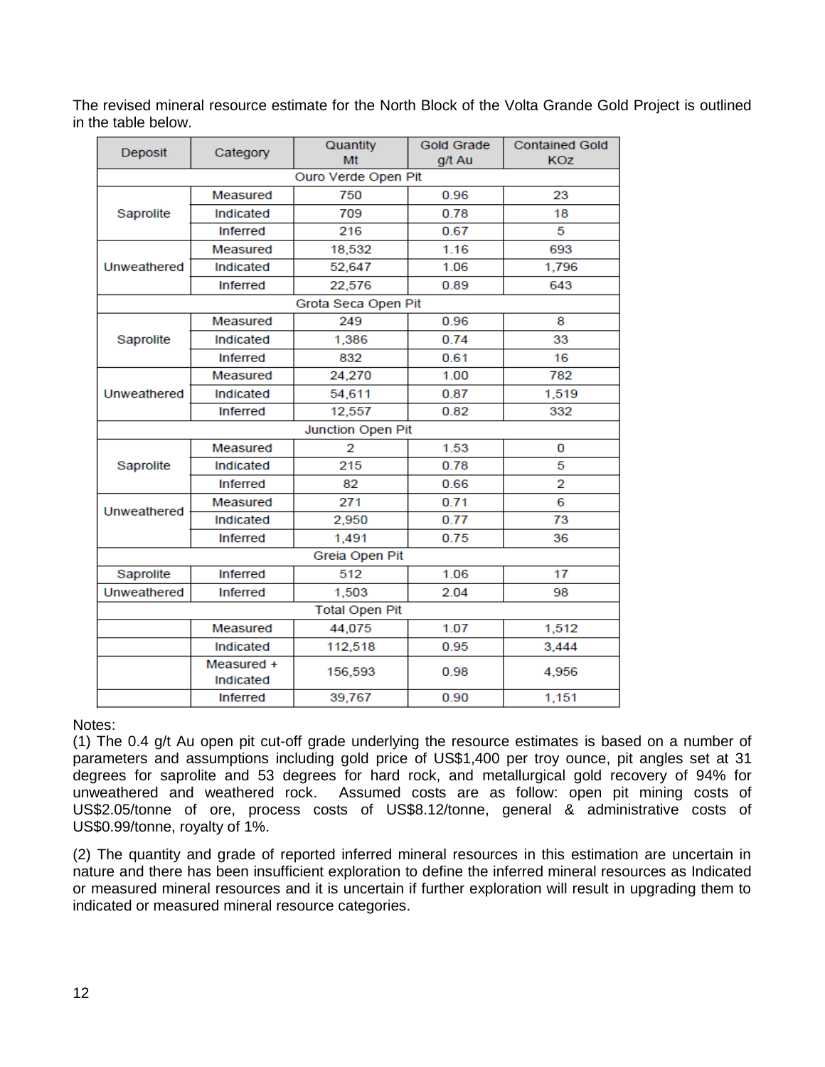The revised mineral resource estimate for the North Block of the Volta Grande Gold Project is outlined in the table below.

| Deposit | Category | Quantity Mt | Gold Grade g/t Au | Contained Gold KOz |
|---|---|---|---|---|
| Ouro Verde Open Pit | | | | |
| Saprolite | Measured | 750 | 0.96 | 23 |
| | Indicated | 709 | 0.78 | 18 |
| | Inferred | 216 | 0.67 | 5 |
| Unweathered | Measured | 18,532 | 1.16 | 693 |
| | Indicated | 52,647 | 1.06 | 1,796 |
| | Inferred | 22,576 | 0.89 | 643 |
| Grota Seca Open Pit | | | | |
| Saprolite | Measured | 249 | 0.96 | 8 |
| | Indicated | 1,386 | 0.74 | 33 |
| | Inferred | 832 | 0.61 | 16 |
| Unweathered | Measured | 24,270 | 1.00 | 782 |
| | Indicated | 54,611 | 0.87 | 1,519 |
| | Inferred | 12,557 | 0.82 | 332 |
| Junction Open Pit | | | | |
| Saprolite | Measured | 2 | 1.53 | 0 |
| | Indicated | 215 | 0.78 | 5 |
| | Inferred | 82 | 0.66 | 2 |
| Unweathered | Measured | 271 | 0.71 | 6 |
| | Indicated | 2,950 | 0.77 | 73 |
| | Inferred | 1,491 | 0.75 | 36 |
| Greia Open Pit | | | | |
| Saprolite | Inferred | 512 | 1.06 | 17 |
| Unweathered | Inferred | 1,503 | 2.04 | 98 |
| Total Open Pit | | | | |
| | Measured | 44,075 | 1.07 | 1,512 |
| | Indicated | 112,518 | 0.95 | 3,444 |
| | Measured + Indicated | 156,593 | 0.98 | 4,956 |
| | Inferred | 39,767 | 0.90 | 1,151 |

Notes:

(1) The 0.4 g/t Au open pit cut-off grade underlying the resource estimates is based on a number of parameters and assumptions including gold price of US$1,400 per troy ounce, pit angles set at 31 degrees for saprolite and 53 degrees for hard rock, and metallurgical gold recovery of 94% for unweathered and weathered rock. Assumed costs are as follow: open pit mining costs of US$2.05/tonne of ore, process costs of US$8.12/tonne, general & administrative costs of US$0.99/tonne, royalty of 1%.

(2) The quantity and grade of reported inferred mineral resources in this estimation are uncertain in nature and there has been insufficient exploration to define the inferred mineral resources as Indicated or measured mineral resources and it is uncertain if further exploration will result in upgrading them to indicated or measured mineral resource categories.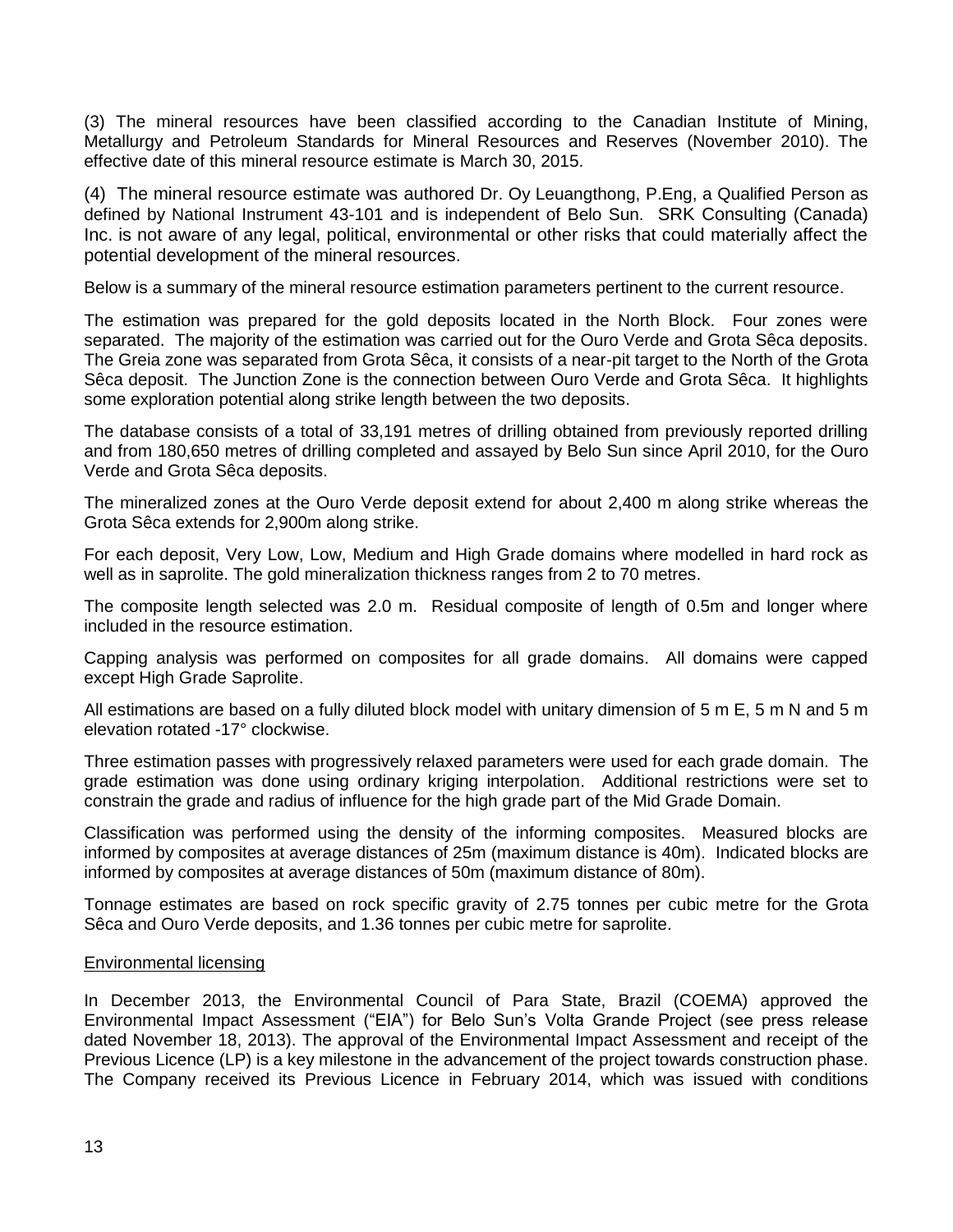(3) The mineral resources have been classified according to the Canadian Institute of Mining, Metallurgy and Petroleum Standards for Mineral Resources and Reserves (November 2010). The effective date of this mineral resource estimate is March 30, 2015.

(4) The mineral resource estimate was authored Dr. Oy Leuangthong, P.Eng, a Qualified Person as defined by National Instrument 43-101 and is independent of Belo Sun. SRK Consulting (Canada) Inc. is not aware of any legal, political, environmental or other risks that could materially affect the potential development of the mineral resources.

Below is a summary of the mineral resource estimation parameters pertinent to the current resource.

The estimation was prepared for the gold deposits located in the North Block. Four zones were separated. The majority of the estimation was carried out for the Ouro Verde and Grota Sêca deposits. The Greia zone was separated from Grota Sêca, it consists of a near-pit target to the North of the Grota Sêca deposit. The Junction Zone is the connection between Ouro Verde and Grota Sêca. It highlights some exploration potential along strike length between the two deposits.

The database consists of a total of 33,191 metres of drilling obtained from previously reported drilling and from 180,650 metres of drilling completed and assayed by Belo Sun since April 2010, for the Ouro Verde and Grota Sêca deposits.

The mineralized zones at the Ouro Verde deposit extend for about 2,400 m along strike whereas the Grota Sêca extends for 2,900m along strike.

For each deposit, Very Low, Low, Medium and High Grade domains where modelled in hard rock as well as in saprolite. The gold mineralization thickness ranges from 2 to 70 metres.

The composite length selected was 2.0 m. Residual composite of length of 0.5m and longer where included in the resource estimation.

Capping analysis was performed on composites for all grade domains. All domains were capped except High Grade Saprolite.

All estimations are based on a fully diluted block model with unitary dimension of 5 m E, 5 m N and 5 m elevation rotated -17° clockwise.

Three estimation passes with progressively relaxed parameters were used for each grade domain. The grade estimation was done using ordinary kriging interpolation. Additional restrictions were set to constrain the grade and radius of influence for the high grade part of the Mid Grade Domain.

Classification was performed using the density of the informing composites. Measured blocks are informed by composites at average distances of 25m (maximum distance is 40m). Indicated blocks are informed by composites at average distances of 50m (maximum distance of 80m).

Tonnage estimates are based on rock specific gravity of 2.75 tonnes per cubic metre for the Grota Sêca and Ouro Verde deposits, and 1.36 tonnes per cubic metre for saprolite.

Environmental licensing

In December 2013, the Environmental Council of Para State, Brazil (COEMA) approved the Environmental Impact Assessment ("EIA") for Belo Sun's Volta Grande Project (see press release dated November 18, 2013). The approval of the Environmental Impact Assessment and receipt of the Previous Licence (LP) is a key milestone in the advancement of the project towards construction phase. The Company received its Previous Licence in February 2014, which was issued with conditions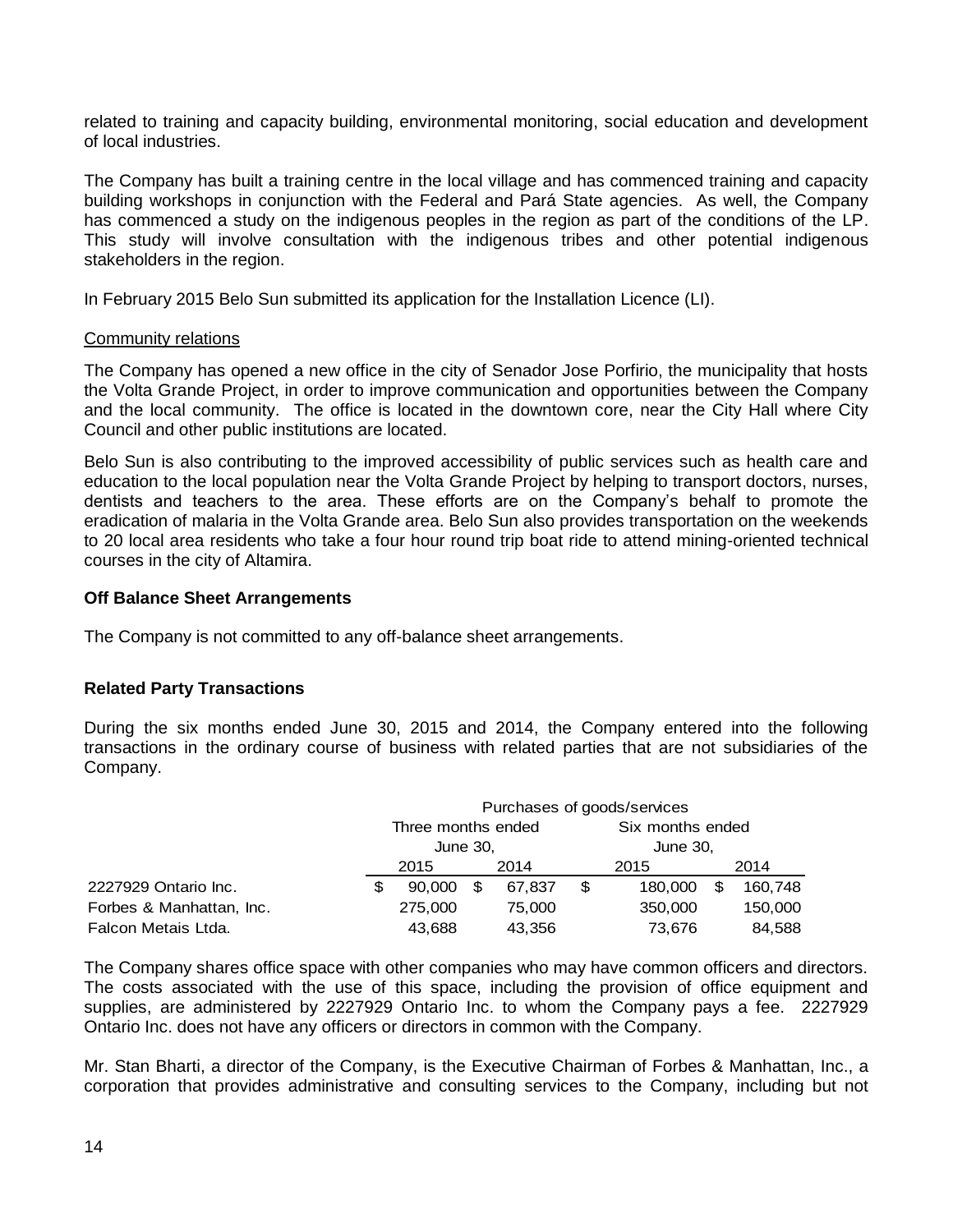related to training and capacity building, environmental monitoring, social education and development of local industries.

The Company has built a training centre in the local village and has commenced training and capacity building workshops in conjunction with the Federal and Pará State agencies. As well, the Company has commenced a study on the indigenous peoples in the region as part of the conditions of the LP. This study will involve consultation with the indigenous tribes and other potential indigenous stakeholders in the region.

In February 2015 Belo Sun submitted its application for the Installation Licence (LI).

Community relations

The Company has opened a new office in the city of Senador Jose Porfirio, the municipality that hosts the Volta Grande Project, in order to improve communication and opportunities between the Company and the local community. The office is located in the downtown core, near the City Hall where City Council and other public institutions are located.

Belo Sun is also contributing to the improved accessibility of public services such as health care and education to the local population near the Volta Grande Project by helping to transport doctors, nurses, dentists and teachers to the area. These efforts are on the Company's behalf to promote the eradication of malaria in the Volta Grande area. Belo Sun also provides transportation on the weekends to 20 local area residents who take a four hour round trip boat ride to attend mining-oriented technical courses in the city of Altamira.

**Off Balance Sheet Arrangements**

The Company is not committed to any off-balance sheet arrangements.

**Related Party Transactions**

During the six months ended June 30, 2015 and 2014, the Company entered into the following transactions in the ordinary course of business with related parties that are not subsidiaries of the Company.

| | Purchases of goods/services | | | |
|---|---|---|---|---|
| | Three months ended June 30, | | Six months ended June 30, | |
| | 2015 | 2014 | 2015 | 2014 |
| 2227929 Ontario Inc. | $ 90,000 | $ 67,837 | $ 180,000 | $ 160,748 |
| Forbes & Manhattan, Inc. | 275,000 | 75,000 | 350,000 | 150,000 |
| Falcon Metais Ltda. | 43,688 | 43,356 | 73,676 | 84,588 |

The Company shares office space with other companies who may have common officers and directors. The costs associated with the use of this space, including the provision of office equipment and supplies, are administered by 2227929 Ontario Inc. to whom the Company pays a fee. 2227929 Ontario Inc. does not have any officers or directors in common with the Company.

Mr. Stan Bharti, a director of the Company, is the Executive Chairman of Forbes & Manhattan, Inc., a corporation that provides administrative and consulting services to the Company, including but not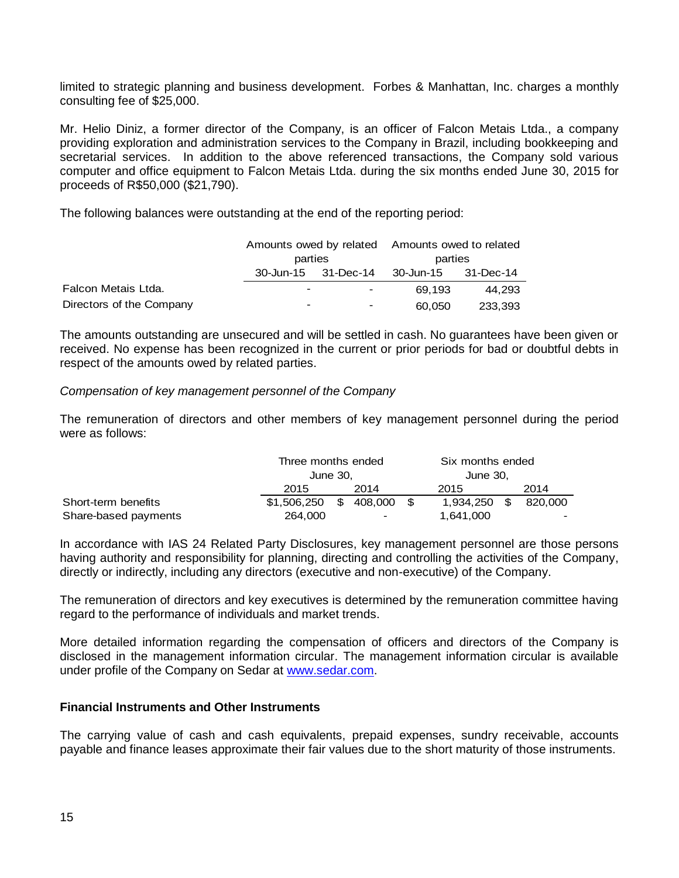limited to strategic planning and business development. Forbes & Manhattan, Inc. charges a monthly consulting fee of $25,000.

Mr. Helio Diniz, a former director of the Company, is an officer of Falcon Metais Ltda., a company providing exploration and administration services to the Company in Brazil, including bookkeeping and secretarial services. In addition to the above referenced transactions, the Company sold various computer and office equipment to Falcon Metais Ltda. during the six months ended June 30, 2015 for proceeds of R$50,000 ($21,790).

The following balances were outstanding at the end of the reporting period:

| | Amounts owed by related parties | | Amounts owed to related parties | |
|---|---|---|---|---|
| | 30-Jun-15 | 31-Dec-14 | 30-Jun-15 | 31-Dec-14 |
| Falcon Metais Ltda. | - | - | 69,193 | 44,293 |
| Directors of the Company | - | - | 60,050 | 233,393 |

The amounts outstanding are unsecured and will be settled in cash. No guarantees have been given or received. No expense has been recognized in the current or prior periods for bad or doubtful debts in respect of the amounts owed by related parties.

*Compensation of key management personnel of the Company*

The remuneration of directors and other members of key management personnel during the period were as follows:

| | Three months ended June 30, | | Six months ended June 30, | |
|---|---|---|---|---|
| | 2015 | 2014 | 2015 | 2014 |
| Short-term benefits | $1,506,250 | $ 408,000 | $ 1,934,250 | $ 820,000 |
| Share-based payments | 264,000 | - | 1,641,000 | - |

In accordance with IAS 24 Related Party Disclosures, key management personnel are those persons having authority and responsibility for planning, directing and controlling the activities of the Company, directly or indirectly, including any directors (executive and non-executive) of the Company.

The remuneration of directors and key executives is determined by the remuneration committee having regard to the performance of individuals and market trends.

More detailed information regarding the compensation of officers and directors of the Company is disclosed in the management information circular. The management information circular is available under profile of the Company on Sedar at www.sedar.com.

**Financial Instruments and Other Instruments**

The carrying value of cash and cash equivalents, prepaid expenses, sundry receivable, accounts payable and finance leases approximate their fair values due to the short maturity of those instruments.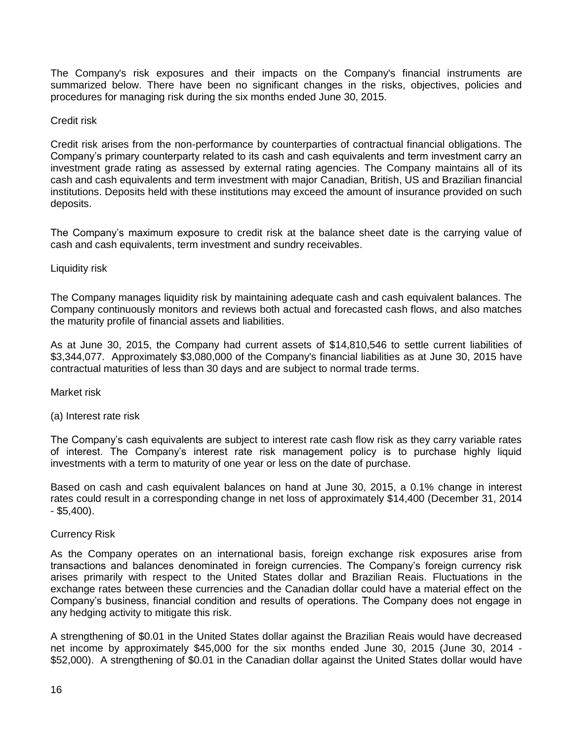The Company's risk exposures and their impacts on the Company's financial instruments are summarized below. There have been no significant changes in the risks, objectives, policies and procedures for managing risk during the six months ended June 30, 2015.

Credit risk

Credit risk arises from the non-performance by counterparties of contractual financial obligations. The Company's primary counterparty related to its cash and cash equivalents and term investment carry an investment grade rating as assessed by external rating agencies. The Company maintains all of its cash and cash equivalents and term investment with major Canadian, British, US and Brazilian financial institutions. Deposits held with these institutions may exceed the amount of insurance provided on such deposits.

The Company's maximum exposure to credit risk at the balance sheet date is the carrying value of cash and cash equivalents, term investment and sundry receivables.

Liquidity risk

The Company manages liquidity risk by maintaining adequate cash and cash equivalent balances. The Company continuously monitors and reviews both actual and forecasted cash flows, and also matches the maturity profile of financial assets and liabilities.

As at June 30, 2015, the Company had current assets of $14,810,546 to settle current liabilities of $3,344,077. Approximately $3,080,000 of the Company's financial liabilities as at June 30, 2015 have contractual maturities of less than 30 days and are subject to normal trade terms.

Market risk

(a) Interest rate risk

The Company's cash equivalents are subject to interest rate cash flow risk as they carry variable rates of interest. The Company's interest rate risk management policy is to purchase highly liquid investments with a term to maturity of one year or less on the date of purchase.

Based on cash and cash equivalent balances on hand at June 30, 2015, a 0.1% change in interest rates could result in a corresponding change in net loss of approximately $14,400 (December 31, 2014 - $5,400).

Currency Risk

As the Company operates on an international basis, foreign exchange risk exposures arise from transactions and balances denominated in foreign currencies. The Company's foreign currency risk arises primarily with respect to the United States dollar and Brazilian Reais. Fluctuations in the exchange rates between these currencies and the Canadian dollar could have a material effect on the Company's business, financial condition and results of operations. The Company does not engage in any hedging activity to mitigate this risk.

A strengthening of $0.01 in the United States dollar against the Brazilian Reais would have decreased net income by approximately $45,000 for the six months ended June 30, 2015 (June 30, 2014 - $52,000). A strengthening of $0.01 in the Canadian dollar against the United States dollar would have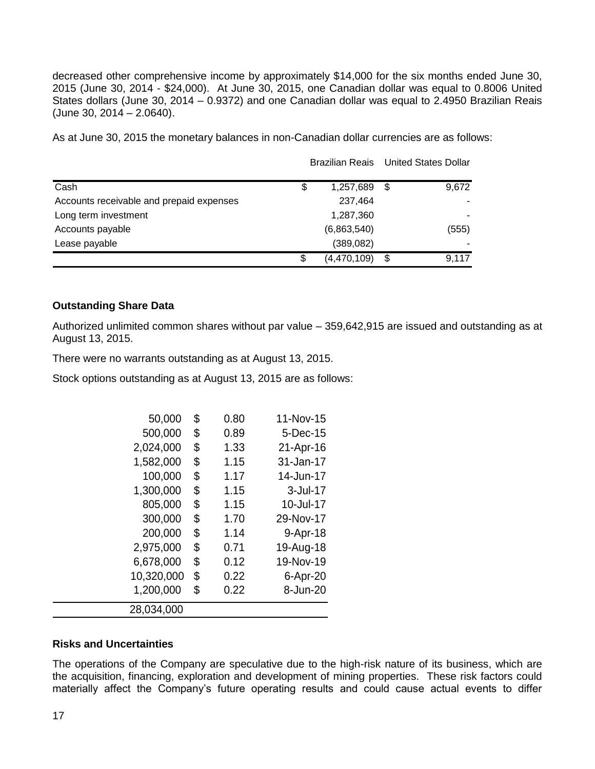decreased other comprehensive income by approximately $14,000 for the six months ended June 30, 2015 (June 30, 2014 - $24,000). At June 30, 2015, one Canadian dollar was equal to 0.8006 United States dollars (June 30, 2014 – 0.9372) and one Canadian dollar was equal to 2.4950 Brazilian Reais (June 30, 2014 – 2.0640).

As at June 30, 2015 the monetary balances in non-Canadian dollar currencies are as follows:

| | Brazilian Reais | United States Dollar |
|---|---|---|
| Cash | $ 1,257,689 | $ 9,672 |
| Accounts receivable and prepaid expenses | 237,464 | - |
| Long term investment | 1,287,360 | - |
| Accounts payable | (6,863,540) | (555) |
| Lease payable | (389,082) | - |
| | $ (4,470,109) | $ 9,117 |

**Outstanding Share Data**

Authorized unlimited common shares without par value – 359,642,915 are issued and outstanding as at August 13, 2015.

There were no warrants outstanding as at August 13, 2015.

Stock options outstanding as at August 13, 2015 are as follows:

| | | |
|---|---|---|
| 50,000 | $ 0.80 | 11-Nov-15 |
| 500,000 | $ 0.89 | 5-Dec-15 |
| 2,024,000 | $ 1.33 | 21-Apr-16 |
| 1,582,000 | $ 1.15 | 31-Jan-17 |
| 100,000 | $ 1.17 | 14-Jun-17 |
| 1,300,000 | $ 1.15 | 3-Jul-17 |
| 805,000 | $ 1.15 | 10-Jul-17 |
| 300,000 | $ 1.70 | 29-Nov-17 |
| 200,000 | $ 1.14 | 9-Apr-18 |
| 2,975,000 | $ 0.71 | 19-Aug-18 |
| 6,678,000 | $ 0.12 | 19-Nov-19 |
| 10,320,000 | $ 0.22 | 6-Apr-20 |
| 1,200,000 | $ 0.22 | 8-Jun-20 |
| 28,034,000 | | |

**Risks and Uncertainties**

The operations of the Company are speculative due to the high-risk nature of its business, which are the acquisition, financing, exploration and development of mining properties. These risk factors could materially affect the Company's future operating results and could cause actual events to differ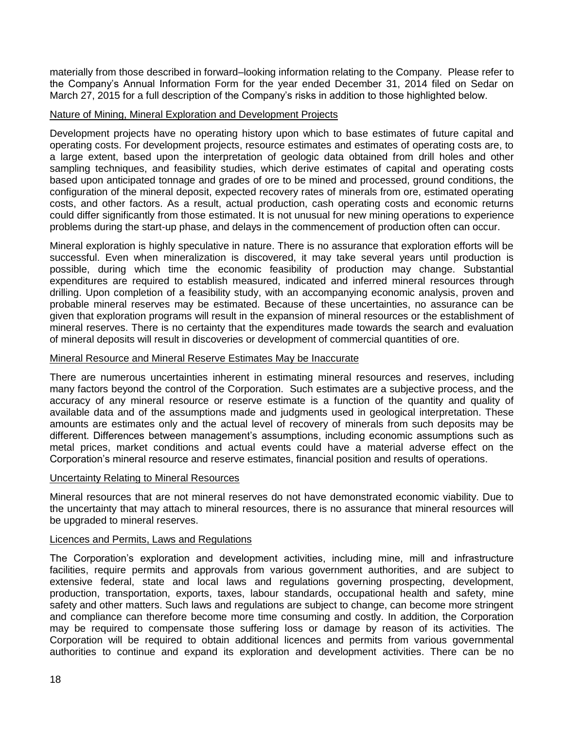materially from those described in forward–looking information relating to the Company. Please refer to the Company's Annual Information Form for the year ended December 31, 2014 filed on Sedar on March 27, 2015 for a full description of the Company's risks in addition to those highlighted below.

Nature of Mining, Mineral Exploration and Development Projects

Development projects have no operating history upon which to base estimates of future capital and operating costs. For development projects, resource estimates and estimates of operating costs are, to a large extent, based upon the interpretation of geologic data obtained from drill holes and other sampling techniques, and feasibility studies, which derive estimates of capital and operating costs based upon anticipated tonnage and grades of ore to be mined and processed, ground conditions, the configuration of the mineral deposit, expected recovery rates of minerals from ore, estimated operating costs, and other factors. As a result, actual production, cash operating costs and economic returns could differ significantly from those estimated. It is not unusual for new mining operations to experience problems during the start-up phase, and delays in the commencement of production often can occur.

Mineral exploration is highly speculative in nature. There is no assurance that exploration efforts will be successful. Even when mineralization is discovered, it may take several years until production is possible, during which time the economic feasibility of production may change. Substantial expenditures are required to establish measured, indicated and inferred mineral resources through drilling. Upon completion of a feasibility study, with an accompanying economic analysis, proven and probable mineral reserves may be estimated. Because of these uncertainties, no assurance can be given that exploration programs will result in the expansion of mineral resources or the establishment of mineral reserves. There is no certainty that the expenditures made towards the search and evaluation of mineral deposits will result in discoveries or development of commercial quantities of ore.

Mineral Resource and Mineral Reserve Estimates May be Inaccurate

There are numerous uncertainties inherent in estimating mineral resources and reserves, including many factors beyond the control of the Corporation. Such estimates are a subjective process, and the accuracy of any mineral resource or reserve estimate is a function of the quantity and quality of available data and of the assumptions made and judgments used in geological interpretation. These amounts are estimates only and the actual level of recovery of minerals from such deposits may be different. Differences between management's assumptions, including economic assumptions such as metal prices, market conditions and actual events could have a material adverse effect on the Corporation's mineral resource and reserve estimates, financial position and results of operations.

Uncertainty Relating to Mineral Resources

Mineral resources that are not mineral reserves do not have demonstrated economic viability. Due to the uncertainty that may attach to mineral resources, there is no assurance that mineral resources will be upgraded to mineral reserves.

Licences and Permits, Laws and Regulations

The Corporation's exploration and development activities, including mine, mill and infrastructure facilities, require permits and approvals from various government authorities, and are subject to extensive federal, state and local laws and regulations governing prospecting, development, production, transportation, exports, taxes, labour standards, occupational health and safety, mine safety and other matters. Such laws and regulations are subject to change, can become more stringent and compliance can therefore become more time consuming and costly. In addition, the Corporation may be required to compensate those suffering loss or damage by reason of its activities. The Corporation will be required to obtain additional licences and permits from various governmental authorities to continue and expand its exploration and development activities. There can be no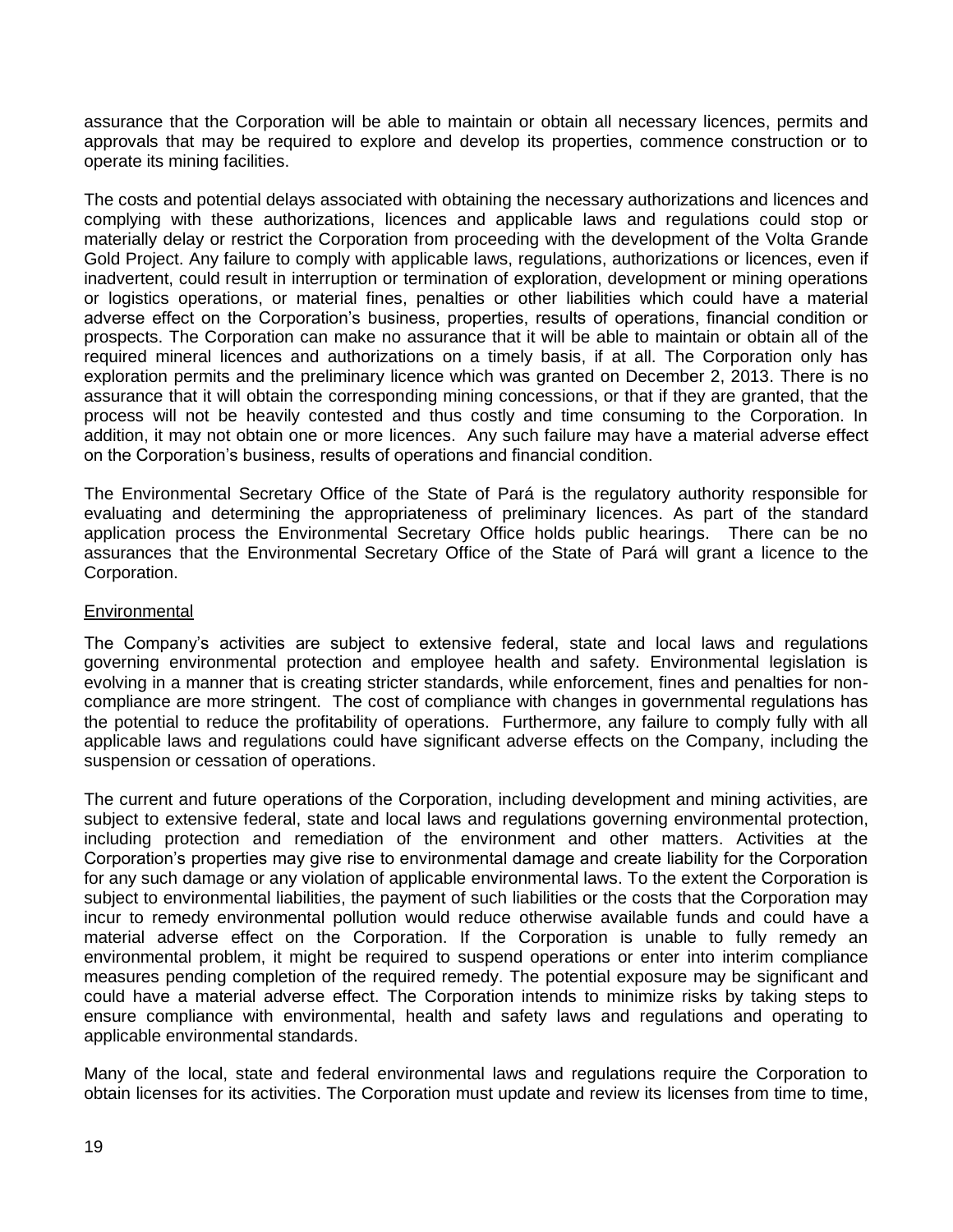assurance that the Corporation will be able to maintain or obtain all necessary licences, permits and approvals that may be required to explore and develop its properties, commence construction or to operate its mining facilities.

The costs and potential delays associated with obtaining the necessary authorizations and licences and complying with these authorizations, licences and applicable laws and regulations could stop or materially delay or restrict the Corporation from proceeding with the development of the Volta Grande Gold Project. Any failure to comply with applicable laws, regulations, authorizations or licences, even if inadvertent, could result in interruption or termination of exploration, development or mining operations or logistics operations, or material fines, penalties or other liabilities which could have a material adverse effect on the Corporation's business, properties, results of operations, financial condition or prospects. The Corporation can make no assurance that it will be able to maintain or obtain all of the required mineral licences and authorizations on a timely basis, if at all. The Corporation only has exploration permits and the preliminary licence which was granted on December 2, 2013. There is no assurance that it will obtain the corresponding mining concessions, or that if they are granted, that the process will not be heavily contested and thus costly and time consuming to the Corporation. In addition, it may not obtain one or more licences. Any such failure may have a material adverse effect on the Corporation's business, results of operations and financial condition.

The Environmental Secretary Office of the State of Pará is the regulatory authority responsible for evaluating and determining the appropriateness of preliminary licences. As part of the standard application process the Environmental Secretary Office holds public hearings. There can be no assurances that the Environmental Secretary Office of the State of Pará will grant a licence to the Corporation.

Environmental

The Company's activities are subject to extensive federal, state and local laws and regulations governing environmental protection and employee health and safety. Environmental legislation is evolving in a manner that is creating stricter standards, while enforcement, fines and penalties for non-compliance are more stringent. The cost of compliance with changes in governmental regulations has the potential to reduce the profitability of operations. Furthermore, any failure to comply fully with all applicable laws and regulations could have significant adverse effects on the Company, including the suspension or cessation of operations.

The current and future operations of the Corporation, including development and mining activities, are subject to extensive federal, state and local laws and regulations governing environmental protection, including protection and remediation of the environment and other matters. Activities at the Corporation's properties may give rise to environmental damage and create liability for the Corporation for any such damage or any violation of applicable environmental laws. To the extent the Corporation is subject to environmental liabilities, the payment of such liabilities or the costs that the Corporation may incur to remedy environmental pollution would reduce otherwise available funds and could have a material adverse effect on the Corporation. If the Corporation is unable to fully remedy an environmental problem, it might be required to suspend operations or enter into interim compliance measures pending completion of the required remedy. The potential exposure may be significant and could have a material adverse effect. The Corporation intends to minimize risks by taking steps to ensure compliance with environmental, health and safety laws and regulations and operating to applicable environmental standards.

Many of the local, state and federal environmental laws and regulations require the Corporation to obtain licenses for its activities. The Corporation must update and review its licenses from time to time,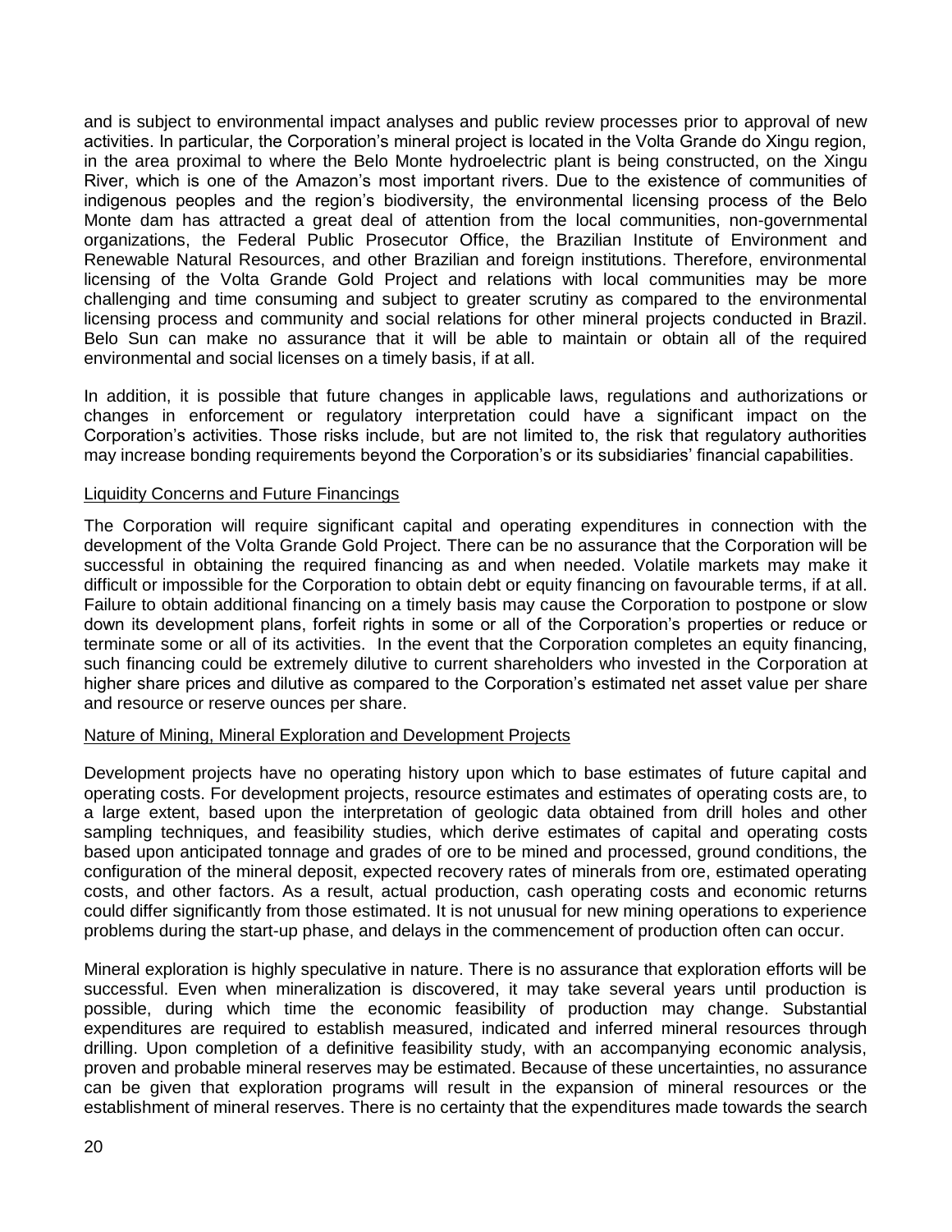and is subject to environmental impact analyses and public review processes prior to approval of new activities. In particular, the Corporation's mineral project is located in the Volta Grande do Xingu region, in the area proximal to where the Belo Monte hydroelectric plant is being constructed, on the Xingu River, which is one of the Amazon's most important rivers. Due to the existence of communities of indigenous peoples and the region's biodiversity, the environmental licensing process of the Belo Monte dam has attracted a great deal of attention from the local communities, non-governmental organizations, the Federal Public Prosecutor Office, the Brazilian Institute of Environment and Renewable Natural Resources, and other Brazilian and foreign institutions. Therefore, environmental licensing of the Volta Grande Gold Project and relations with local communities may be more challenging and time consuming and subject to greater scrutiny as compared to the environmental licensing process and community and social relations for other mineral projects conducted in Brazil. Belo Sun can make no assurance that it will be able to maintain or obtain all of the required environmental and social licenses on a timely basis, if at all.

In addition, it is possible that future changes in applicable laws, regulations and authorizations or changes in enforcement or regulatory interpretation could have a significant impact on the Corporation's activities. Those risks include, but are not limited to, the risk that regulatory authorities may increase bonding requirements beyond the Corporation's or its subsidiaries' financial capabilities.

<u>Liquidity Concerns and Future Financings</u>

The Corporation will require significant capital and operating expenditures in connection with the development of the Volta Grande Gold Project. There can be no assurance that the Corporation will be successful in obtaining the required financing as and when needed. Volatile markets may make it difficult or impossible for the Corporation to obtain debt or equity financing on favourable terms, if at all. Failure to obtain additional financing on a timely basis may cause the Corporation to postpone or slow down its development plans, forfeit rights in some or all of the Corporation's properties or reduce or terminate some or all of its activities. In the event that the Corporation completes an equity financing, such financing could be extremely dilutive to current shareholders who invested in the Corporation at higher share prices and dilutive as compared to the Corporation's estimated net asset value per share and resource or reserve ounces per share.

<u>Nature of Mining, Mineral Exploration and Development Projects</u>

Development projects have no operating history upon which to base estimates of future capital and operating costs. For development projects, resource estimates and estimates of operating costs are, to a large extent, based upon the interpretation of geologic data obtained from drill holes and other sampling techniques, and feasibility studies, which derive estimates of capital and operating costs based upon anticipated tonnage and grades of ore to be mined and processed, ground conditions, the configuration of the mineral deposit, expected recovery rates of minerals from ore, estimated operating costs, and other factors. As a result, actual production, cash operating costs and economic returns could differ significantly from those estimated. It is not unusual for new mining operations to experience problems during the start-up phase, and delays in the commencement of production often can occur.

Mineral exploration is highly speculative in nature. There is no assurance that exploration efforts will be successful. Even when mineralization is discovered, it may take several years until production is possible, during which time the economic feasibility of production may change. Substantial expenditures are required to establish measured, indicated and inferred mineral resources through drilling. Upon completion of a definitive feasibility study, with an accompanying economic analysis, proven and probable mineral reserves may be estimated. Because of these uncertainties, no assurance can be given that exploration programs will result in the expansion of mineral resources or the establishment of mineral reserves. There is no certainty that the expenditures made towards the search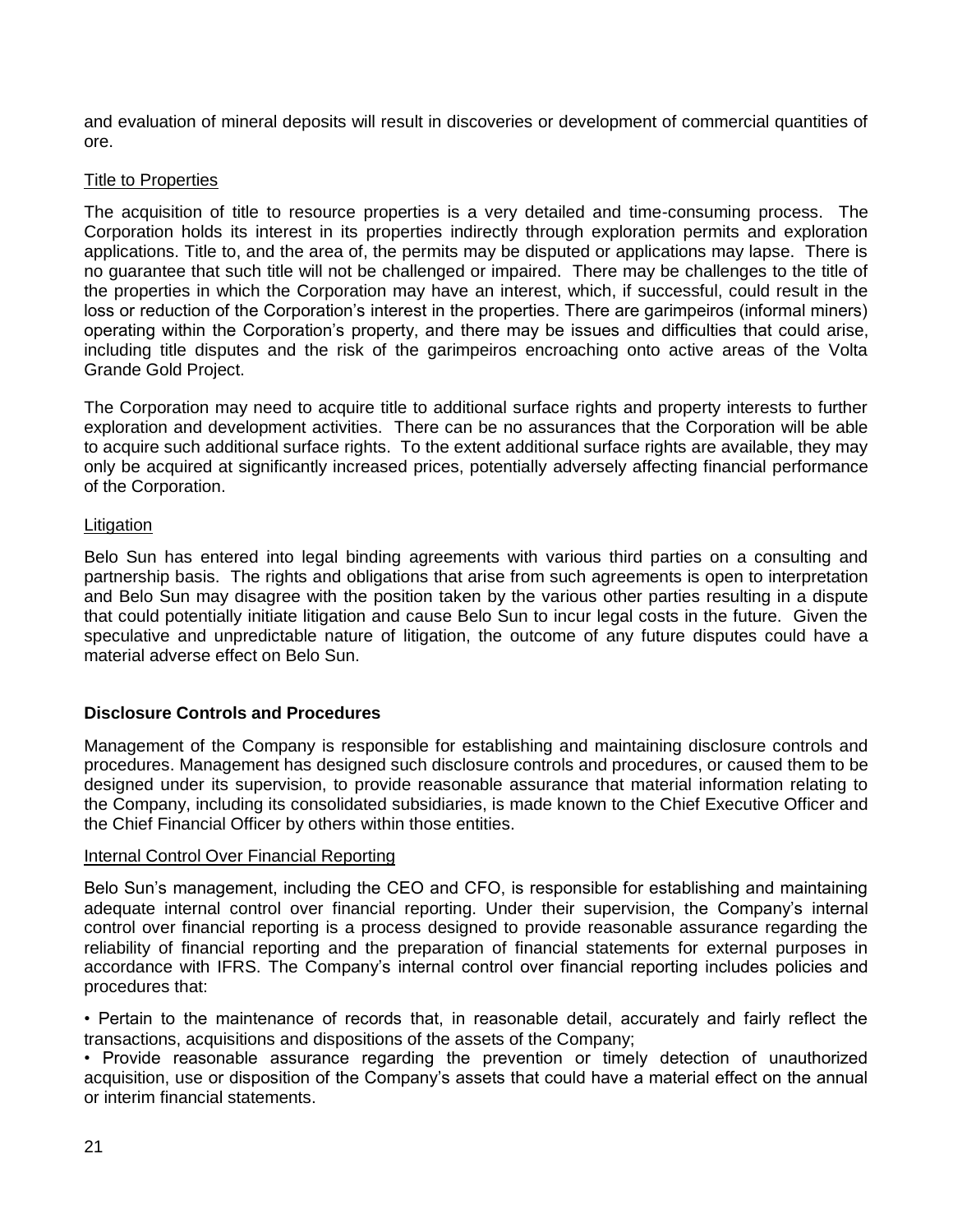and evaluation of mineral deposits will result in discoveries or development of commercial quantities of ore.

Title to Properties

The acquisition of title to resource properties is a very detailed and time-consuming process. The Corporation holds its interest in its properties indirectly through exploration permits and exploration applications. Title to, and the area of, the permits may be disputed or applications may lapse. There is no guarantee that such title will not be challenged or impaired. There may be challenges to the title of the properties in which the Corporation may have an interest, which, if successful, could result in the loss or reduction of the Corporation's interest in the properties. There are garimpeiros (informal miners) operating within the Corporation's property, and there may be issues and difficulties that could arise, including title disputes and the risk of the garimpeiros encroaching onto active areas of the Volta Grande Gold Project.

The Corporation may need to acquire title to additional surface rights and property interests to further exploration and development activities. There can be no assurances that the Corporation will be able to acquire such additional surface rights. To the extent additional surface rights are available, they may only be acquired at significantly increased prices, potentially adversely affecting financial performance of the Corporation.

Litigation

Belo Sun has entered into legal binding agreements with various third parties on a consulting and partnership basis. The rights and obligations that arise from such agreements is open to interpretation and Belo Sun may disagree with the position taken by the various other parties resulting in a dispute that could potentially initiate litigation and cause Belo Sun to incur legal costs in the future. Given the speculative and unpredictable nature of litigation, the outcome of any future disputes could have a material adverse effect on Belo Sun.

**Disclosure Controls and Procedures**

Management of the Company is responsible for establishing and maintaining disclosure controls and procedures. Management has designed such disclosure controls and procedures, or caused them to be designed under its supervision, to provide reasonable assurance that material information relating to the Company, including its consolidated subsidiaries, is made known to the Chief Executive Officer and the Chief Financial Officer by others within those entities.

Internal Control Over Financial Reporting

Belo Sun's management, including the CEO and CFO, is responsible for establishing and maintaining adequate internal control over financial reporting. Under their supervision, the Company's internal control over financial reporting is a process designed to provide reasonable assurance regarding the reliability of financial reporting and the preparation of financial statements for external purposes in accordance with IFRS. The Company's internal control over financial reporting includes policies and procedures that:

• Pertain to the maintenance of records that, in reasonable detail, accurately and fairly reflect the transactions, acquisitions and dispositions of the assets of the Company;
• Provide reasonable assurance regarding the prevention or timely detection of unauthorized acquisition, use or disposition of the Company's assets that could have a material effect on the annual or interim financial statements.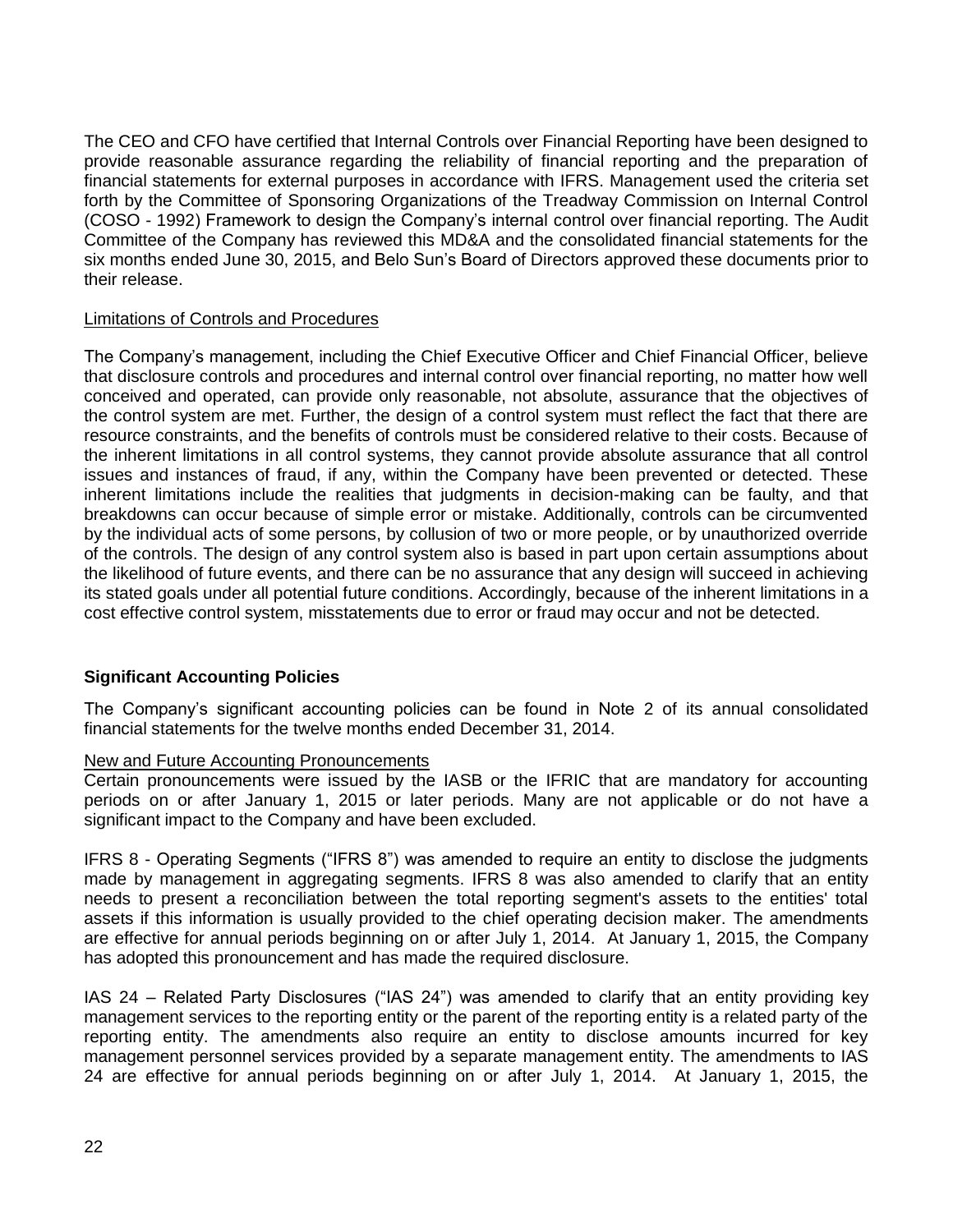The CEO and CFO have certified that Internal Controls over Financial Reporting have been designed to provide reasonable assurance regarding the reliability of financial reporting and the preparation of financial statements for external purposes in accordance with IFRS. Management used the criteria set forth by the Committee of Sponsoring Organizations of the Treadway Commission on Internal Control (COSO - 1992) Framework to design the Company's internal control over financial reporting. The Audit Committee of the Company has reviewed this MD&A and the consolidated financial statements for the six months ended June 30, 2015, and Belo Sun's Board of Directors approved these documents prior to their release.

Limitations of Controls and Procedures

The Company's management, including the Chief Executive Officer and Chief Financial Officer, believe that disclosure controls and procedures and internal control over financial reporting, no matter how well conceived and operated, can provide only reasonable, not absolute, assurance that the objectives of the control system are met. Further, the design of a control system must reflect the fact that there are resource constraints, and the benefits of controls must be considered relative to their costs. Because of the inherent limitations in all control systems, they cannot provide absolute assurance that all control issues and instances of fraud, if any, within the Company have been prevented or detected. These inherent limitations include the realities that judgments in decision-making can be faulty, and that breakdowns can occur because of simple error or mistake. Additionally, controls can be circumvented by the individual acts of some persons, by collusion of two or more people, or by unauthorized override of the controls. The design of any control system also is based in part upon certain assumptions about the likelihood of future events, and there can be no assurance that any design will succeed in achieving its stated goals under all potential future conditions. Accordingly, because of the inherent limitations in a cost effective control system, misstatements due to error or fraud may occur and not be detected.

## Significant Accounting Policies

The Company's significant accounting policies can be found in Note 2 of its annual consolidated financial statements for the twelve months ended December 31, 2014.

New and Future Accounting Pronouncements

Certain pronouncements were issued by the IASB or the IFRIC that are mandatory for accounting periods on or after January 1, 2015 or later periods. Many are not applicable or do not have a significant impact to the Company and have been excluded.

IFRS 8 - Operating Segments ("IFRS 8") was amended to require an entity to disclose the judgments made by management in aggregating segments. IFRS 8 was also amended to clarify that an entity needs to present a reconciliation between the total reporting segment's assets to the entities' total assets if this information is usually provided to the chief operating decision maker. The amendments are effective for annual periods beginning on or after July 1, 2014. At January 1, 2015, the Company has adopted this pronouncement and has made the required disclosure.

IAS 24 – Related Party Disclosures ("IAS 24") was amended to clarify that an entity providing key management services to the reporting entity or the parent of the reporting entity is a related party of the reporting entity. The amendments also require an entity to disclose amounts incurred for key management personnel services provided by a separate management entity. The amendments to IAS 24 are effective for annual periods beginning on or after July 1, 2014. At January 1, 2015, the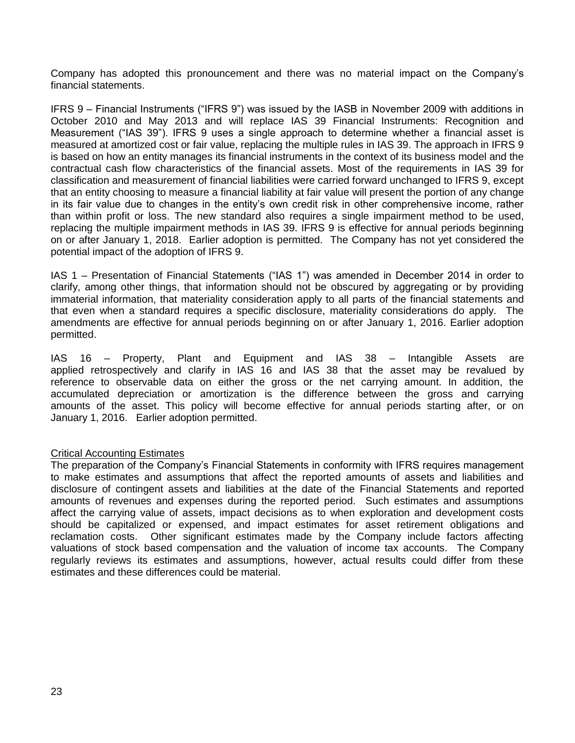Company has adopted this pronouncement and there was no material impact on the Company's financial statements.

IFRS 9 – Financial Instruments ("IFRS 9") was issued by the IASB in November 2009 with additions in October 2010 and May 2013 and will replace IAS 39 Financial Instruments: Recognition and Measurement ("IAS 39"). IFRS 9 uses a single approach to determine whether a financial asset is measured at amortized cost or fair value, replacing the multiple rules in IAS 39. The approach in IFRS 9 is based on how an entity manages its financial instruments in the context of its business model and the contractual cash flow characteristics of the financial assets. Most of the requirements in IAS 39 for classification and measurement of financial liabilities were carried forward unchanged to IFRS 9, except that an entity choosing to measure a financial liability at fair value will present the portion of any change in its fair value due to changes in the entity's own credit risk in other comprehensive income, rather than within profit or loss. The new standard also requires a single impairment method to be used, replacing the multiple impairment methods in IAS 39. IFRS 9 is effective for annual periods beginning on or after January 1, 2018. Earlier adoption is permitted. The Company has not yet considered the potential impact of the adoption of IFRS 9.

IAS 1 – Presentation of Financial Statements ("IAS 1") was amended in December 2014 in order to clarify, among other things, that information should not be obscured by aggregating or by providing immaterial information, that materiality consideration apply to all parts of the financial statements and that even when a standard requires a specific disclosure, materiality considerations do apply. The amendments are effective for annual periods beginning on or after January 1, 2016. Earlier adoption permitted.

IAS 16 – Property, Plant and Equipment and IAS 38 – Intangible Assets are applied retrospectively and clarify in IAS 16 and IAS 38 that the asset may be revalued by reference to observable data on either the gross or the net carrying amount. In addition, the accumulated depreciation or amortization is the difference between the gross and carrying amounts of the asset. This policy will become effective for annual periods starting after, or on January 1, 2016. Earlier adoption permitted.

## Critical Accounting Estimates

The preparation of the Company's Financial Statements in conformity with IFRS requires management to make estimates and assumptions that affect the reported amounts of assets and liabilities and disclosure of contingent assets and liabilities at the date of the Financial Statements and reported amounts of revenues and expenses during the reported period. Such estimates and assumptions affect the carrying value of assets, impact decisions as to when exploration and development costs should be capitalized or expensed, and impact estimates for asset retirement obligations and reclamation costs. Other significant estimates made by the Company include factors affecting valuations of stock based compensation and the valuation of income tax accounts. The Company regularly reviews its estimates and assumptions, however, actual results could differ from these estimates and these differences could be material.